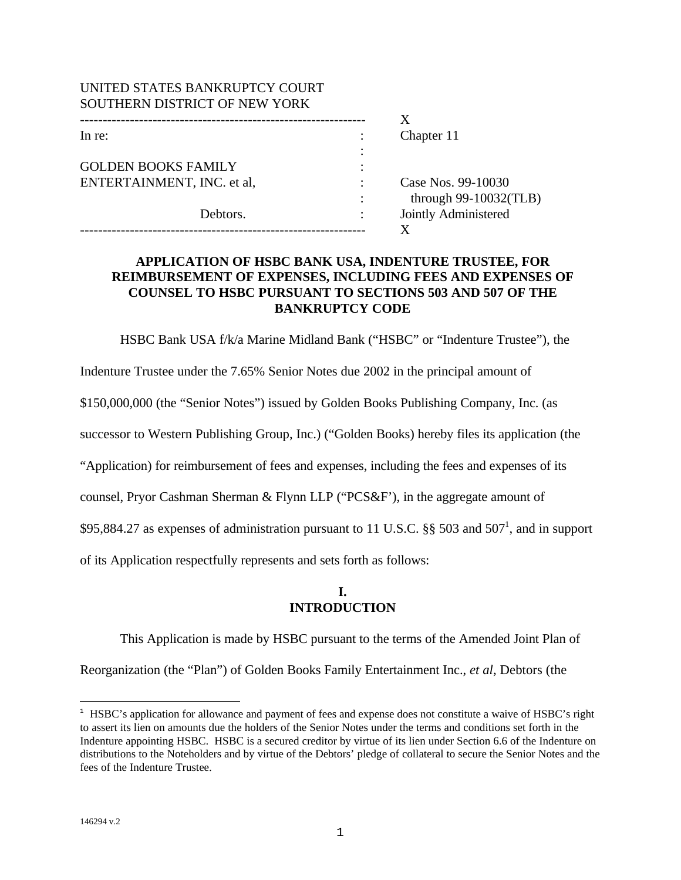UNITED STATES BANKRUPTCY COURT
SOUTHERN DISTRICT OF NEW YORK

| | | |
|---|---|---|
| In re: | : | Chapter 11 |
| | : | |
| GOLDEN BOOKS FAMILY | : | |
| ENTERTAINMENT, INC. et al, | : | Case Nos. 99-10030 |
| | : | through 99-10032(TLB) |
| Debtors. | : | Jointly Administered |

**APPLICATION OF HSBC BANK USA, INDENTURE TRUSTEE, FOR REIMBURSEMENT OF EXPENSES, INCLUDING FEES AND EXPENSES OF COUNSEL TO HSBC PURSUANT TO SECTIONS 503 AND 507 OF THE BANKRUPTCY CODE**

HSBC Bank USA f/k/a Marine Midland Bank ("HSBC" or "Indenture Trustee"), the Indenture Trustee under the 7.65% Senior Notes due 2002 in the principal amount of $150,000,000 (the "Senior Notes") issued by Golden Books Publishing Company, Inc. (as successor to Western Publishing Group, Inc.) ("Golden Books) hereby files its application (the "Application) for reimbursement of fees and expenses, including the fees and expenses of its counsel, Pryor Cashman Sherman & Flynn LLP ("PCS&F'), in the aggregate amount of $95,884.27 as expenses of administration pursuant to 11 U.S.C. §§ 503 and 507[1], and in support of its Application respectfully represents and sets forth as follows:

## I. INTRODUCTION

This Application is made by HSBC pursuant to the terms of the Amended Joint Plan of Reorganization (the "Plan") of Golden Books Family Entertainment Inc., *et al*, Debtors (the

[1] HSBC's application for allowance and payment of fees and expense does not constitute a waive of HSBC's right to assert its lien on amounts due the holders of the Senior Notes under the terms and conditions set forth in the Indenture appointing HSBC. HSBC is a secured creditor by virtue of its lien under Section 6.6 of the Indenture on distributions to the Noteholders and by virtue of the Debtors' pledge of collateral to secure the Senior Notes and the fees of the Indenture Trustee.

146294 v.2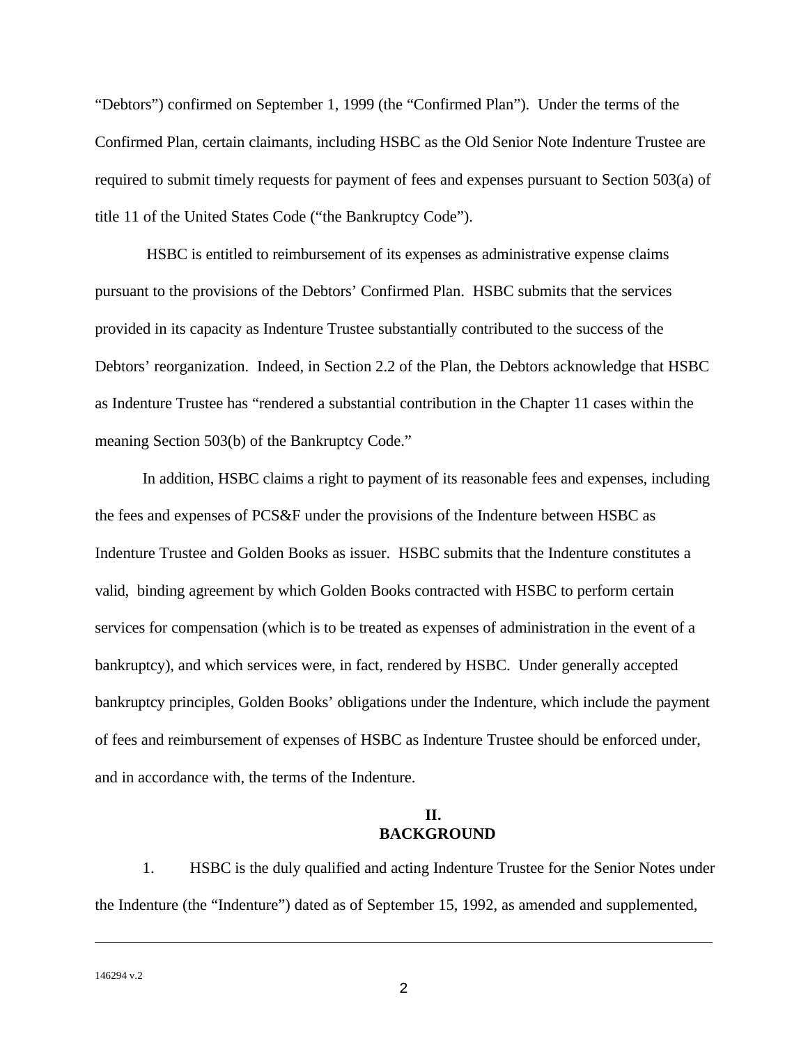"Debtors") confirmed on September 1, 1999 (the "Confirmed Plan"). Under the terms of the Confirmed Plan, certain claimants, including HSBC as the Old Senior Note Indenture Trustee are required to submit timely requests for payment of fees and expenses pursuant to Section 503(a) of title 11 of the United States Code ("the Bankruptcy Code").

HSBC is entitled to reimbursement of its expenses as administrative expense claims pursuant to the provisions of the Debtors' Confirmed Plan. HSBC submits that the services provided in its capacity as Indenture Trustee substantially contributed to the success of the Debtors' reorganization. Indeed, in Section 2.2 of the Plan, the Debtors acknowledge that HSBC as Indenture Trustee has "rendered a substantial contribution in the Chapter 11 cases within the meaning Section 503(b) of the Bankruptcy Code."

In addition, HSBC claims a right to payment of its reasonable fees and expenses, including the fees and expenses of PCS&F under the provisions of the Indenture between HSBC as Indenture Trustee and Golden Books as issuer. HSBC submits that the Indenture constitutes a valid, binding agreement by which Golden Books contracted with HSBC to perform certain services for compensation (which is to be treated as expenses of administration in the event of a bankruptcy), and which services were, in fact, rendered by HSBC. Under generally accepted bankruptcy principles, Golden Books' obligations under the Indenture, which include the payment of fees and reimbursement of expenses of HSBC as Indenture Trustee should be enforced under, and in accordance with, the terms of the Indenture.

## II.
## BACKGROUND

1. HSBC is the duly qualified and acting Indenture Trustee for the Senior Notes under the Indenture (the "Indenture") dated as of September 15, 1992, as amended and supplemented,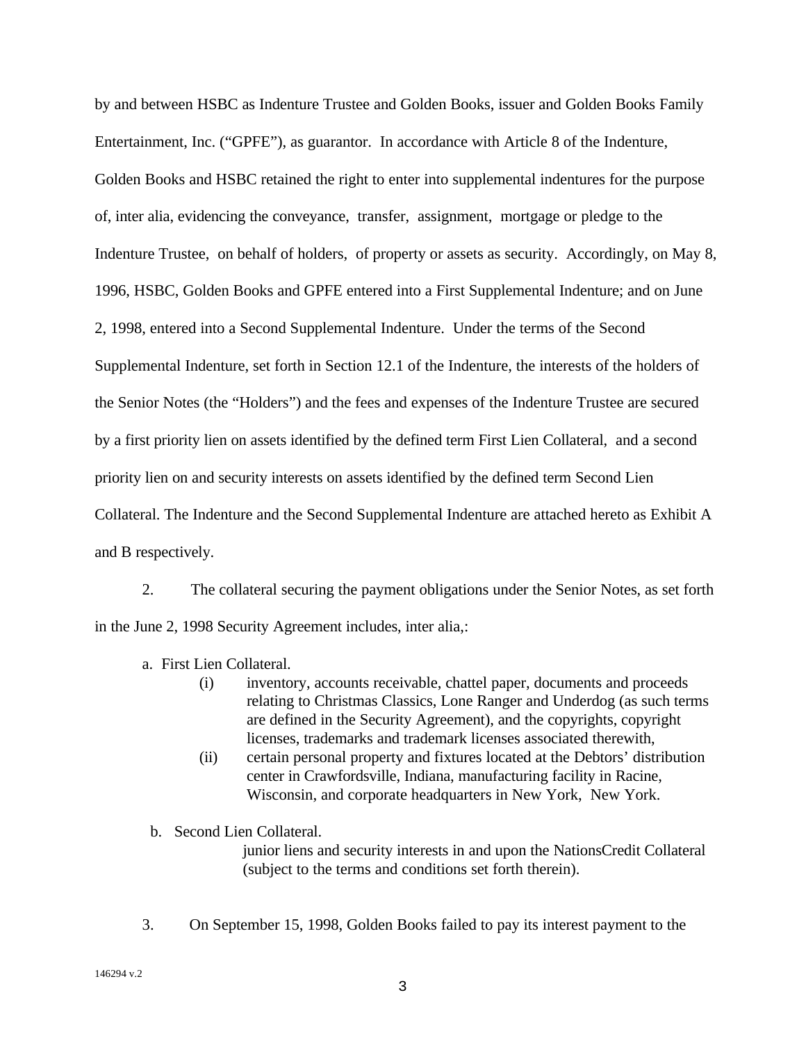by and between HSBC as Indenture Trustee and Golden Books, issuer and Golden Books Family Entertainment, Inc. ("GPFE"), as guarantor. In accordance with Article 8 of the Indenture, Golden Books and HSBC retained the right to enter into supplemental indentures for the purpose of, inter alia, evidencing the conveyance, transfer, assignment, mortgage or pledge to the Indenture Trustee, on behalf of holders, of property or assets as security. Accordingly, on May 8, 1996, HSBC, Golden Books and GPFE entered into a First Supplemental Indenture; and on June 2, 1998, entered into a Second Supplemental Indenture. Under the terms of the Second Supplemental Indenture, set forth in Section 12.1 of the Indenture, the interests of the holders of the Senior Notes (the "Holders") and the fees and expenses of the Indenture Trustee are secured by a first priority lien on assets identified by the defined term First Lien Collateral, and a second priority lien on and security interests on assets identified by the defined term Second Lien Collateral. The Indenture and the Second Supplemental Indenture are attached hereto as Exhibit A and B respectively.

2. The collateral securing the payment obligations under the Senior Notes, as set forth in the June 2, 1998 Security Agreement includes, inter alia,:

a. First Lien Collateral.

(i) inventory, accounts receivable, chattel paper, documents and proceeds relating to Christmas Classics, Lone Ranger and Underdog (as such terms are defined in the Security Agreement), and the copyrights, copyright licenses, trademarks and trademark licenses associated therewith,

(ii) certain personal property and fixtures located at the Debtors' distribution center in Crawfordsville, Indiana, manufacturing facility in Racine, Wisconsin, and corporate headquarters in New York, New York.

b. Second Lien Collateral.

junior liens and security interests in and upon the NationsCredit Collateral (subject to the terms and conditions set forth therein).

3. On September 15, 1998, Golden Books failed to pay its interest payment to the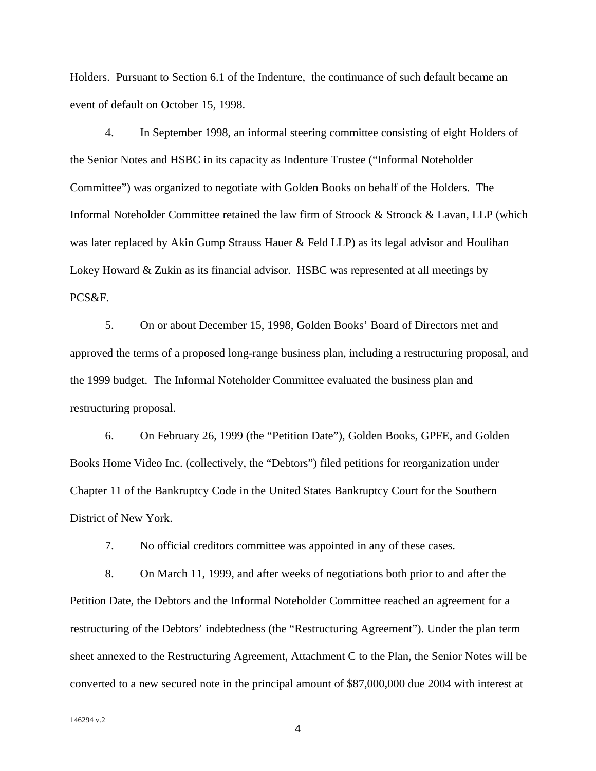Holders. Pursuant to Section 6.1 of the Indenture, the continuance of such default became an event of default on October 15, 1998.

4. In September 1998, an informal steering committee consisting of eight Holders of the Senior Notes and HSBC in its capacity as Indenture Trustee ("Informal Noteholder Committee") was organized to negotiate with Golden Books on behalf of the Holders. The Informal Noteholder Committee retained the law firm of Stroock & Stroock & Lavan, LLP (which was later replaced by Akin Gump Strauss Hauer & Feld LLP) as its legal advisor and Houlihan Lokey Howard & Zukin as its financial advisor. HSBC was represented at all meetings by PCS&F.

5. On or about December 15, 1998, Golden Books' Board of Directors met and approved the terms of a proposed long-range business plan, including a restructuring proposal, and the 1999 budget. The Informal Noteholder Committee evaluated the business plan and restructuring proposal.

6. On February 26, 1999 (the "Petition Date"), Golden Books, GPFE, and Golden Books Home Video Inc. (collectively, the "Debtors") filed petitions for reorganization under Chapter 11 of the Bankruptcy Code in the United States Bankruptcy Court for the Southern District of New York.

7. No official creditors committee was appointed in any of these cases.

8. On March 11, 1999, and after weeks of negotiations both prior to and after the Petition Date, the Debtors and the Informal Noteholder Committee reached an agreement for a restructuring of the Debtors' indebtedness (the "Restructuring Agreement"). Under the plan term sheet annexed to the Restructuring Agreement, Attachment C to the Plan, the Senior Notes will be converted to a new secured note in the principal amount of $87,000,000 due 2004 with interest at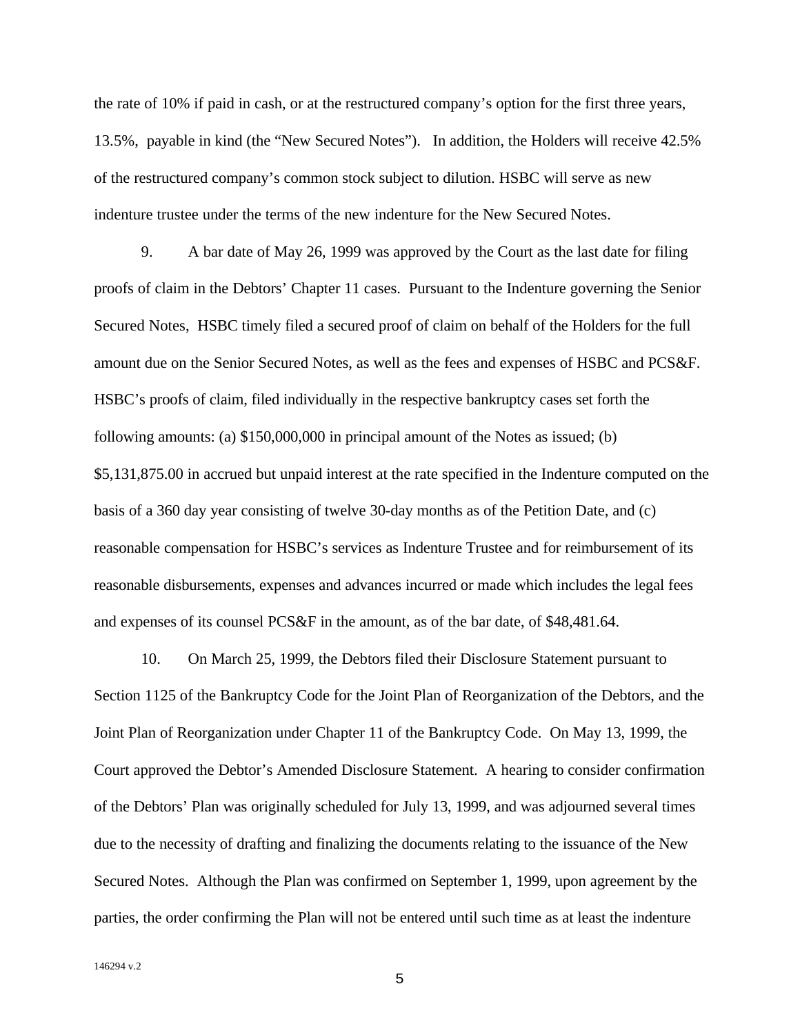the rate of 10% if paid in cash, or at the restructured company's option for the first three years, 13.5%, payable in kind (the "New Secured Notes"). In addition, the Holders will receive 42.5% of the restructured company's common stock subject to dilution. HSBC will serve as new indenture trustee under the terms of the new indenture for the New Secured Notes.

9. A bar date of May 26, 1999 was approved by the Court as the last date for filing proofs of claim in the Debtors' Chapter 11 cases. Pursuant to the Indenture governing the Senior Secured Notes, HSBC timely filed a secured proof of claim on behalf of the Holders for the full amount due on the Senior Secured Notes, as well as the fees and expenses of HSBC and PCS&F. HSBC's proofs of claim, filed individually in the respective bankruptcy cases set forth the following amounts: (a) $150,000,000 in principal amount of the Notes as issued; (b) $5,131,875.00 in accrued but unpaid interest at the rate specified in the Indenture computed on the basis of a 360 day year consisting of twelve 30-day months as of the Petition Date, and (c) reasonable compensation for HSBC's services as Indenture Trustee and for reimbursement of its reasonable disbursements, expenses and advances incurred or made which includes the legal fees and expenses of its counsel PCS&F in the amount, as of the bar date, of $48,481.64.

10. On March 25, 1999, the Debtors filed their Disclosure Statement pursuant to Section 1125 of the Bankruptcy Code for the Joint Plan of Reorganization of the Debtors, and the Joint Plan of Reorganization under Chapter 11 of the Bankruptcy Code. On May 13, 1999, the Court approved the Debtor's Amended Disclosure Statement. A hearing to consider confirmation of the Debtors' Plan was originally scheduled for July 13, 1999, and was adjourned several times due to the necessity of drafting and finalizing the documents relating to the issuance of the New Secured Notes. Although the Plan was confirmed on September 1, 1999, upon agreement by the parties, the order confirming the Plan will not be entered until such time as at least the indenture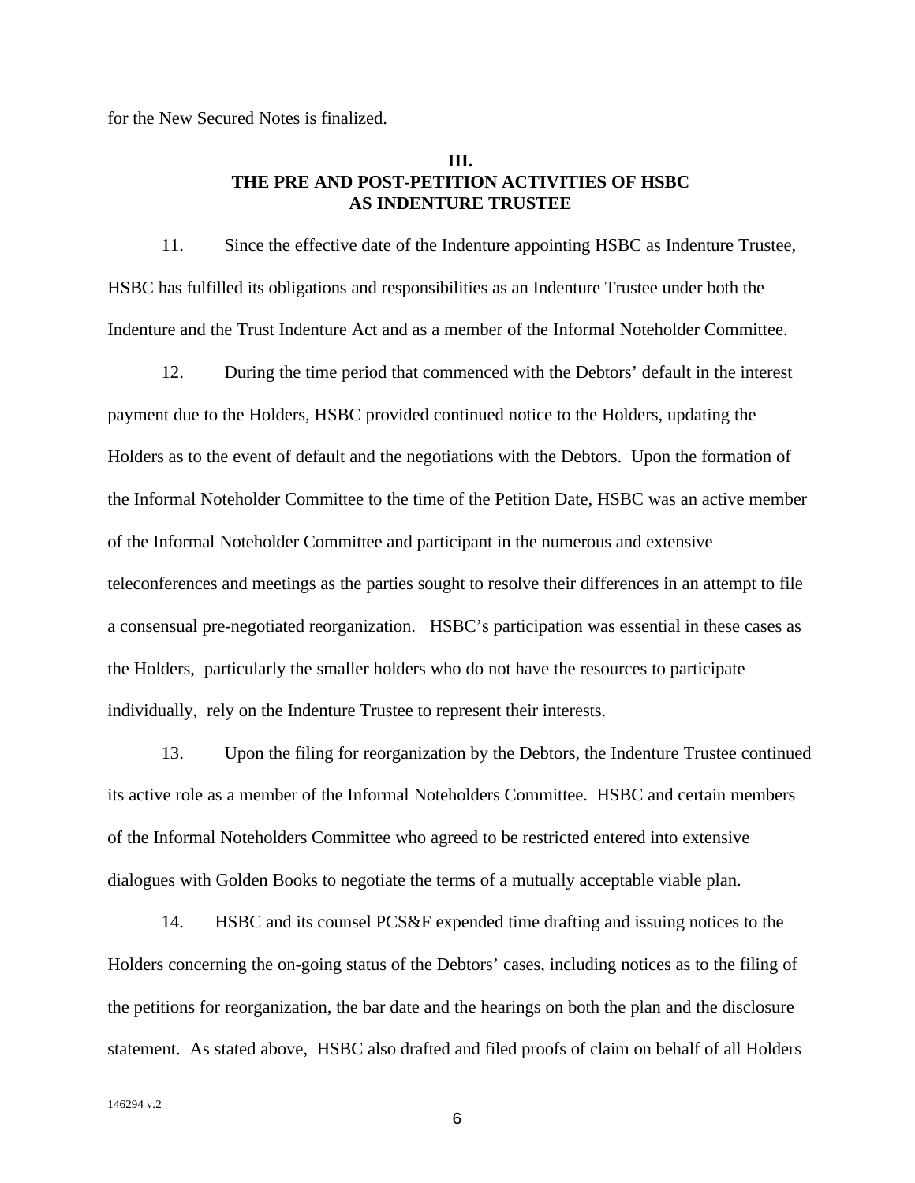for the New Secured Notes is finalized.

## III.
## THE PRE AND POST-PETITION ACTIVITIES OF HSBC AS INDENTURE TRUSTEE

11. Since the effective date of the Indenture appointing HSBC as Indenture Trustee, HSBC has fulfilled its obligations and responsibilities as an Indenture Trustee under both the Indenture and the Trust Indenture Act and as a member of the Informal Noteholder Committee.

12. During the time period that commenced with the Debtors' default in the interest payment due to the Holders, HSBC provided continued notice to the Holders, updating the Holders as to the event of default and the negotiations with the Debtors. Upon the formation of the Informal Noteholder Committee to the time of the Petition Date, HSBC was an active member of the Informal Noteholder Committee and participant in the numerous and extensive teleconferences and meetings as the parties sought to resolve their differences in an attempt to file a consensual pre-negotiated reorganization. HSBC's participation was essential in these cases as the Holders, particularly the smaller holders who do not have the resources to participate individually, rely on the Indenture Trustee to represent their interests.

13. Upon the filing for reorganization by the Debtors, the Indenture Trustee continued its active role as a member of the Informal Noteholders Committee. HSBC and certain members of the Informal Noteholders Committee who agreed to be restricted entered into extensive dialogues with Golden Books to negotiate the terms of a mutually acceptable viable plan.

14. HSBC and its counsel PCS&F expended time drafting and issuing notices to the Holders concerning the on-going status of the Debtors' cases, including notices as to the filing of the petitions for reorganization, the bar date and the hearings on both the plan and the disclosure statement. As stated above, HSBC also drafted and filed proofs of claim on behalf of all Holders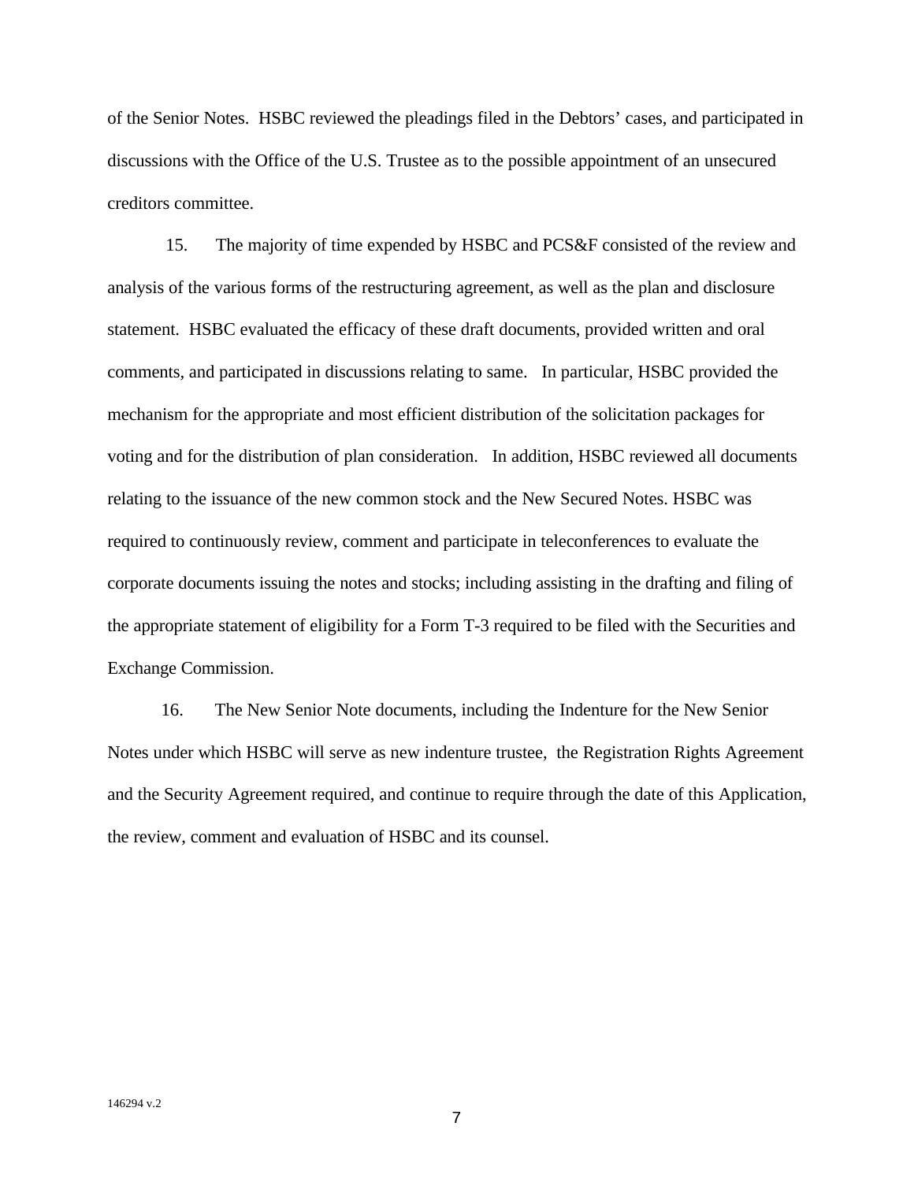of the Senior Notes. HSBC reviewed the pleadings filed in the Debtors' cases, and participated in discussions with the Office of the U.S. Trustee as to the possible appointment of an unsecured creditors committee.

15. The majority of time expended by HSBC and PCS&F consisted of the review and analysis of the various forms of the restructuring agreement, as well as the plan and disclosure statement. HSBC evaluated the efficacy of these draft documents, provided written and oral comments, and participated in discussions relating to same. In particular, HSBC provided the mechanism for the appropriate and most efficient distribution of the solicitation packages for voting and for the distribution of plan consideration. In addition, HSBC reviewed all documents relating to the issuance of the new common stock and the New Secured Notes. HSBC was required to continuously review, comment and participate in teleconferences to evaluate the corporate documents issuing the notes and stocks; including assisting in the drafting and filing of the appropriate statement of eligibility for a Form T-3 required to be filed with the Securities and Exchange Commission.

16. The New Senior Note documents, including the Indenture for the New Senior Notes under which HSBC will serve as new indenture trustee, the Registration Rights Agreement and the Security Agreement required, and continue to require through the date of this Application, the review, comment and evaluation of HSBC and its counsel.

146294 v.2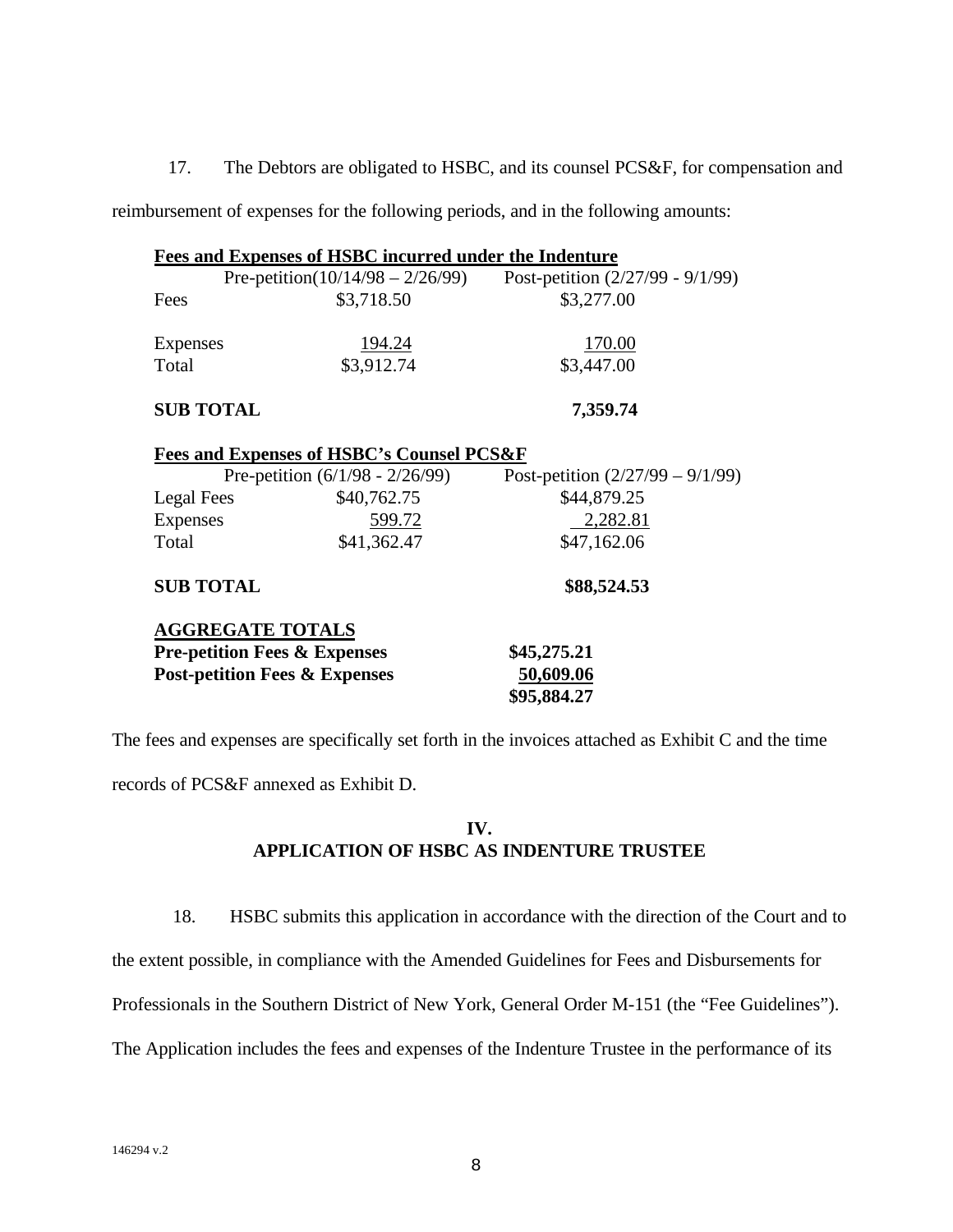17. The Debtors are obligated to HSBC, and its counsel PCS&F, for compensation and reimbursement of expenses for the following periods, and in the following amounts:

**Fees and Expenses of HSBC incurred under the Indenture**

| | Pre-petition(10/14/98 – 2/26/99) | Post-petition (2/27/99 - 9/1/99) |
|---|---|---|
| Fees | $3,718.50 | $3,277.00 |
| Expenses | 194.24 | 170.00 |
| Total | $3,912.74 | $3,447.00 |
| **SUB TOTAL** | | **7,359.74** |

**Fees and Expenses of HSBC's Counsel PCS&F**

| | Pre-petition (6/1/98 - 2/26/99) | Post-petition (2/27/99 – 9/1/99) |
|---|---|---|
| Legal Fees | $40,762.75 | $44,879.25 |
| Expenses | 599.72 | 2,282.81 |
| Total | $41,362.47 | $47,162.06 |
| **SUB TOTAL** | | **$88,524.53** |

**AGGREGATE TOTALS**

| | |
|---|---|
| **Pre-petition Fees & Expenses** | **$45,275.21** |
| **Post-petition Fees & Expenses** | **50,609.06** |
| | **$95,884.27** |

The fees and expenses are specifically set forth in the invoices attached as Exhibit C and the time records of PCS&F annexed as Exhibit D.

## IV.
## APPLICATION OF HSBC AS INDENTURE TRUSTEE

18. HSBC submits this application in accordance with the direction of the Court and to the extent possible, in compliance with the Amended Guidelines for Fees and Disbursements for Professionals in the Southern District of New York, General Order M-151 (the "Fee Guidelines"). The Application includes the fees and expenses of the Indenture Trustee in the performance of its

146294 v.2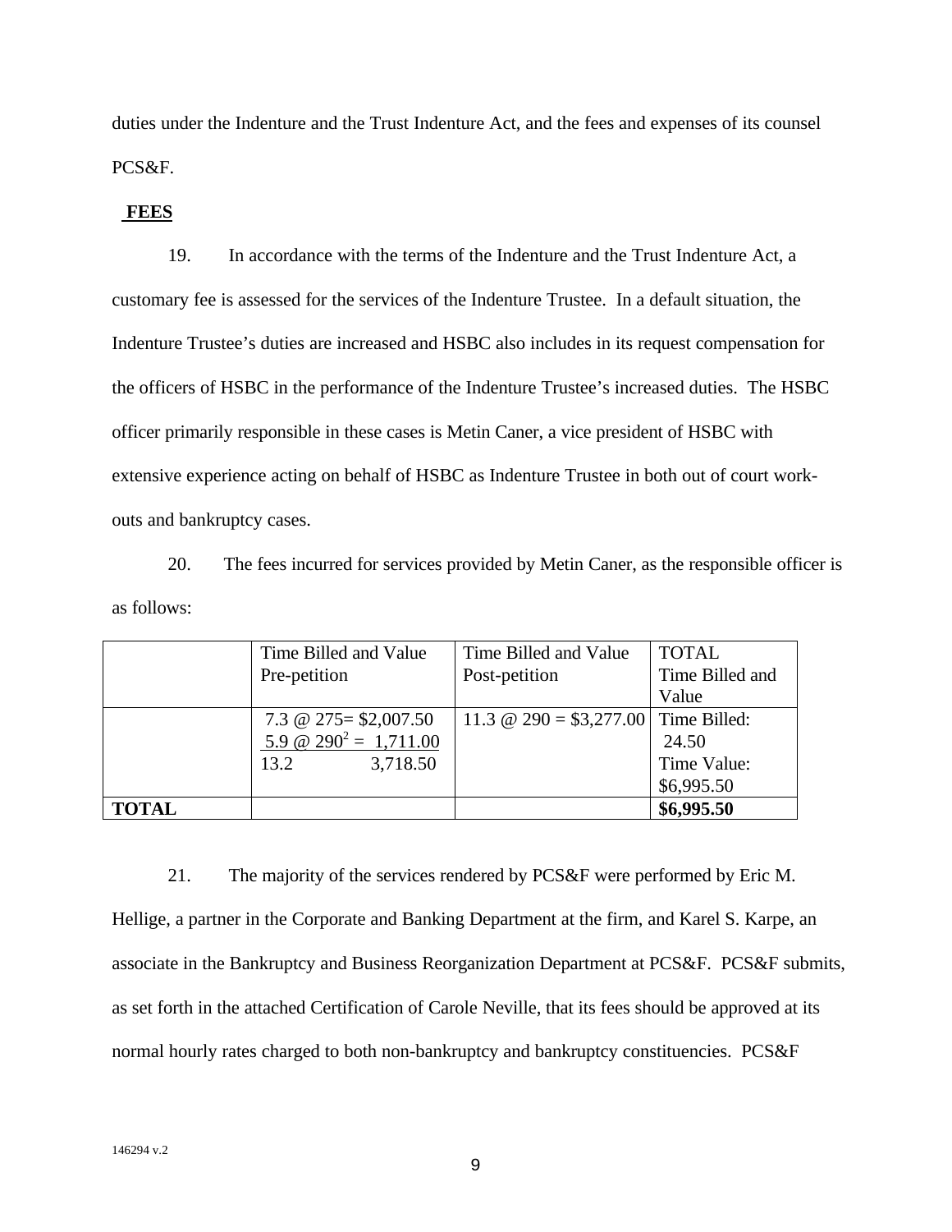duties under the Indenture and the Trust Indenture Act, and the fees and expenses of its counsel PCS&F.

**FEES**

19. In accordance with the terms of the Indenture and the Trust Indenture Act, a customary fee is assessed for the services of the Indenture Trustee. In a default situation, the Indenture Trustee's duties are increased and HSBC also includes in its request compensation for the officers of HSBC in the performance of the Indenture Trustee's increased duties. The HSBC officer primarily responsible in these cases is Metin Caner, a vice president of HSBC with extensive experience acting on behalf of HSBC as Indenture Trustee in both out of court work-outs and bankruptcy cases.

20. The fees incurred for services provided by Metin Caner, as the responsible officer is as follows:

| | Time Billed and Value Pre-petition | Time Billed and Value Post-petition | TOTAL Time Billed and Value |
|---|---|---|---|
| | 7.3 @ 275= $2,007.50<br>5.9 @ 290[2] = 1,711.00<br>13.2 3,718.50 | 11.3 @ 290 = $3,277.00 | Time Billed: 24.50<br>Time Value: $6,995.50 |
| **TOTAL** | | | **$6,995.50** |

21. The majority of the services rendered by PCS&F were performed by Eric M. Hellige, a partner in the Corporate and Banking Department at the firm, and Karel S. Karpe, an associate in the Bankruptcy and Business Reorganization Department at PCS&F. PCS&F submits, as set forth in the attached Certification of Carole Neville, that its fees should be approved at its normal hourly rates charged to both non-bankruptcy and bankruptcy constituencies. PCS&F

146294 v.2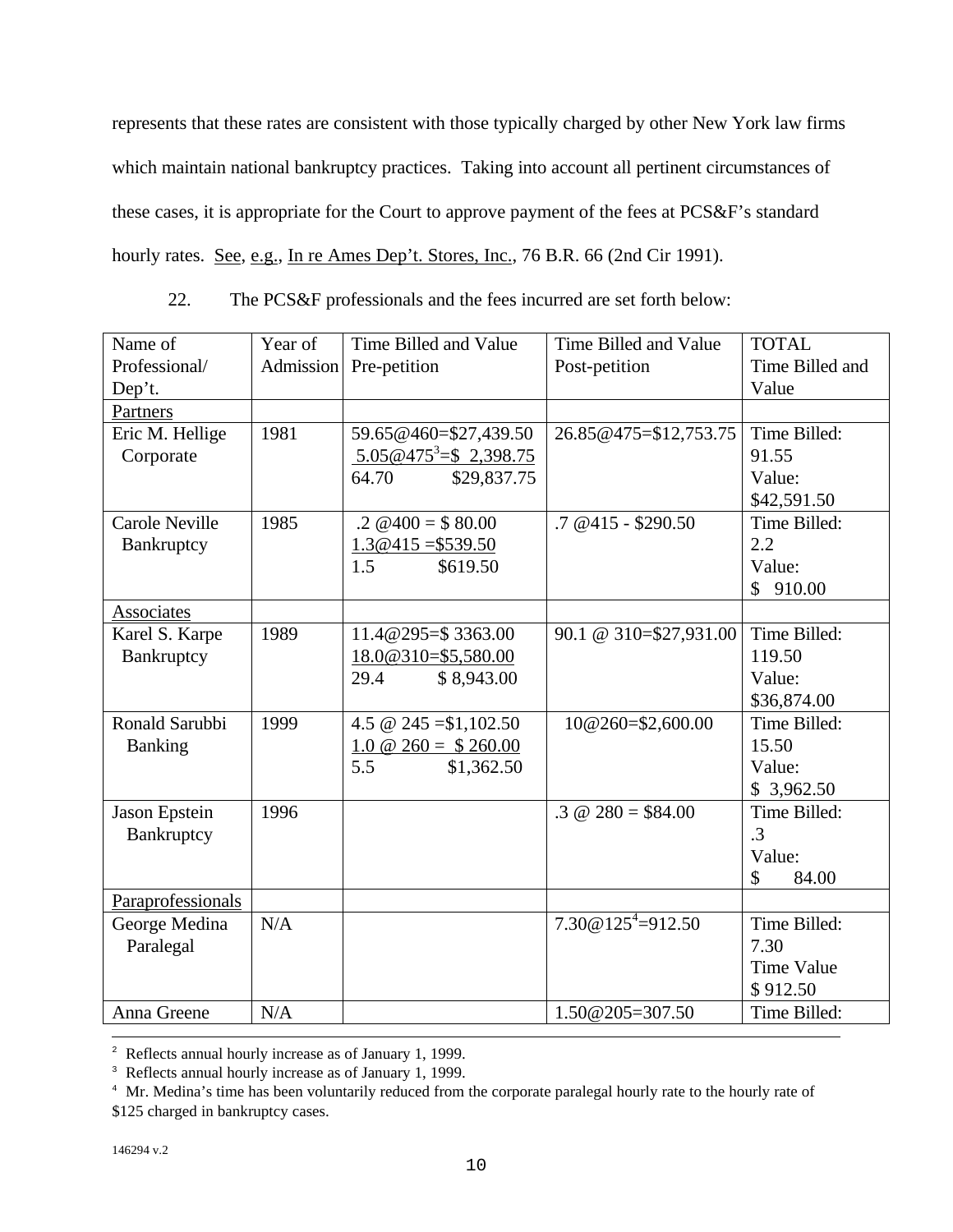represents that these rates are consistent with those typically charged by other New York law firms which maintain national bankruptcy practices. Taking into account all pertinent circumstances of these cases, it is appropriate for the Court to approve payment of the fees at PCS&F's standard hourly rates. See, e.g., In re Ames Dep't. Stores, Inc., 76 B.R. 66 (2nd Cir 1991).

22. The PCS&F professionals and the fees incurred are set forth below:

| Name of Professional/ Dep't. | Year of Admission | Time Billed and Value Pre-petition | Time Billed and Value Post-petition | TOTAL Time Billed and Value |
|---|---|---|---|---|
| Partners | | | | |
| Eric M. Hellige Corporate | 1981 | 59.65@460=$27,439.50<br>5.05@475[3]=$ 2,398.75<br>64.70 $29,837.75 | 26.85@475=$12,753.75 | Time Billed: 91.55<br>Value: $42,591.50 |
| Carole Neville Bankruptcy | 1985 | .2 @400 = $ 80.00<br>1.3@415 =$539.50<br>1.5 $619.50 | .7 @415 - $290.50 | Time Billed: 2.2<br>Value: $ 910.00 |
| Associates | | | | |
| Karel S. Karpe Bankruptcy | 1989 | 11.4@295=$ 3363.00<br>18.0@310=$5,580.00<br>29.4 $ 8,943.00 | 90.1 @ 310=$27,931.00 | Time Billed: 119.50<br>Value: $36,874.00 |
| Ronald Sarubbi Banking | 1999 | 4.5 @ 245 =$1,102.50<br>1.0 @ 260 = $ 260.00<br>5.5 $1,362.50 | 10@260=$2,600.00 | Time Billed: 15.50<br>Value: $ 3,962.50 |
| Jason Epstein Bankruptcy | 1996 | | .3 @ 280 = $84.00 | Time Billed: .3<br>Value: $ 84.00 |
| Paraprofessionals | | | | |
| George Medina Paralegal | N/A | | 7.30@125[4]=912.50 | Time Billed: 7.30<br>Time Value $ 912.50 |
| Anna Greene | N/A | | 1.50@205=307.50 | Time Billed: |

[2] Reflects annual hourly increase as of January 1, 1999.

[3] Reflects annual hourly increase as of January 1, 1999.

[4] Mr. Medina's time has been voluntarily reduced from the corporate paralegal hourly rate to the hourly rate of $125 charged in bankruptcy cases.

146294 v.2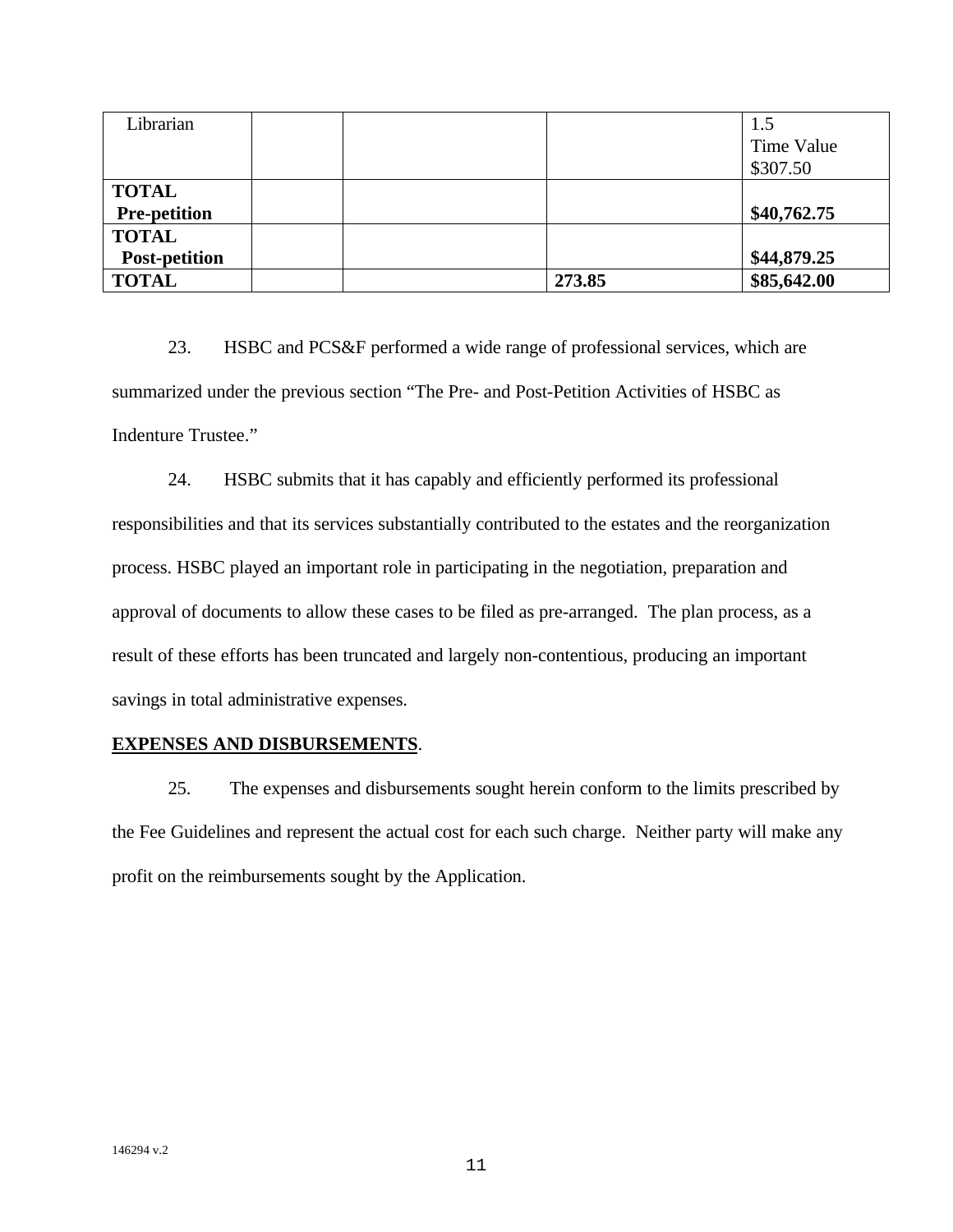| Librarian | | | | 1.5<br>Time Value<br>$307.50 |
|---|---|---|---|---|
| **TOTAL Pre-petition** | | | | **$40,762.75** |
| **TOTAL Post-petition** | | | | **$44,879.25** |
| **TOTAL** | | | **273.85** | **$85,642.00** |

23. HSBC and PCS&F performed a wide range of professional services, which are summarized under the previous section "The Pre- and Post-Petition Activities of HSBC as Indenture Trustee."

24. HSBC submits that it has capably and efficiently performed its professional responsibilities and that its services substantially contributed to the estates and the reorganization process. HSBC played an important role in participating in the negotiation, preparation and approval of documents to allow these cases to be filed as pre-arranged. The plan process, as a result of these efforts has been truncated and largely non-contentious, producing an important savings in total administrative expenses.

**EXPENSES AND DISBURSEMENTS**.

25. The expenses and disbursements sought herein conform to the limits prescribed by the Fee Guidelines and represent the actual cost for each such charge. Neither party will make any profit on the reimbursements sought by the Application.

146294 v.2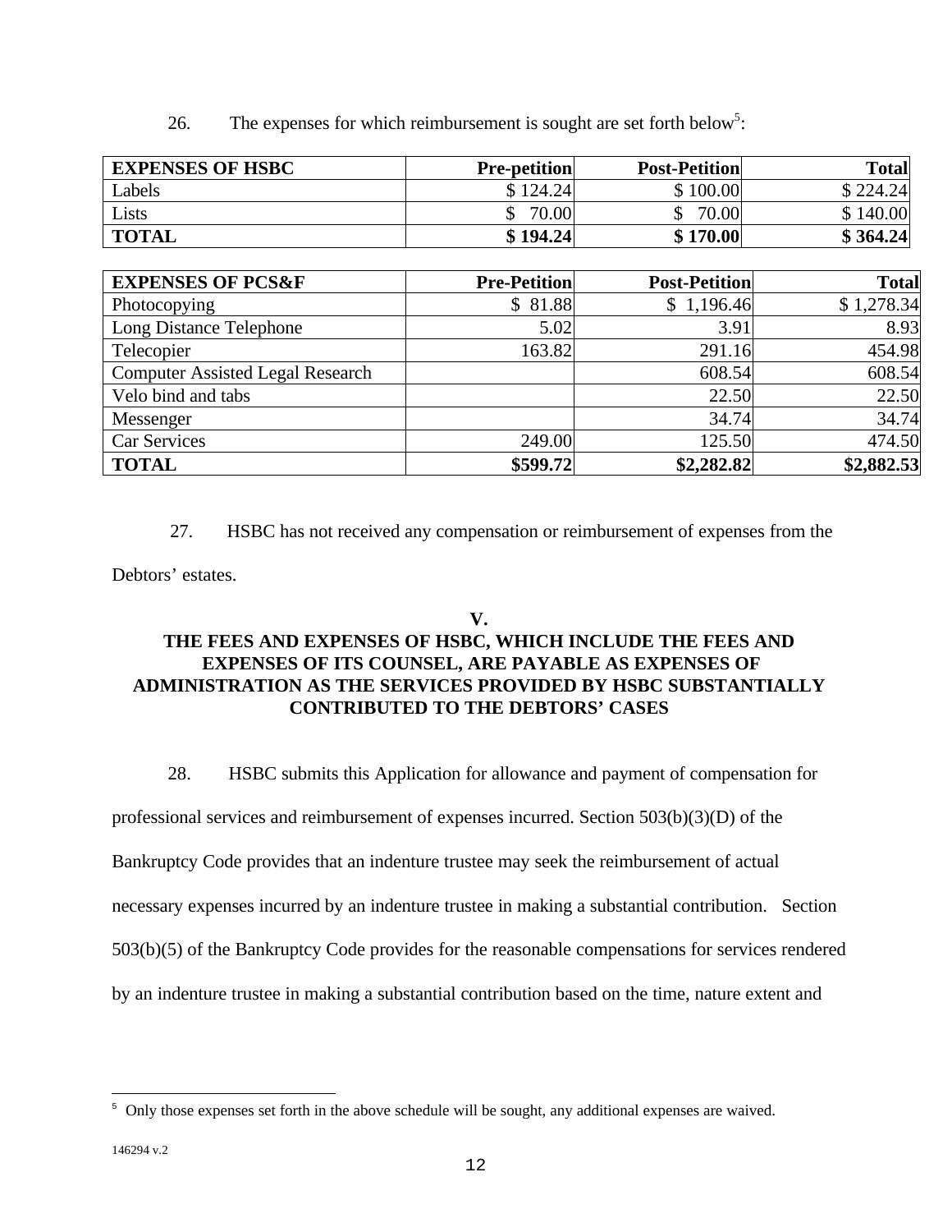26. The expenses for which reimbursement is sought are set forth below[5]:

| EXPENSES OF HSBC | Pre-petition | Post-Petition | Total |
|---|---|---|---|
| Labels | $ 124.24 | $ 100.00 | $ 224.24 |
| Lists | $ 70.00 | $ 70.00 | $ 140.00 |
| **TOTAL** | **$ 194.24** | **$ 170.00** | **$ 364.24** |

| EXPENSES OF PCS&F | Pre-Petition | Post-Petition | Total |
|---|---|---|---|
| Photocopying | $ 81.88 | $ 1,196.46 | $ 1,278.34 |
| Long Distance Telephone | 5.02 | 3.91 | 8.93 |
| Telecopier | 163.82 | 291.16 | 454.98 |
| Computer Assisted Legal Research | | 608.54 | 608.54 |
| Velo bind and tabs | | 22.50 | 22.50 |
| Messenger | | 34.74 | 34.74 |
| Car Services | 249.00 | 125.50 | 474.50 |
| **TOTAL** | **$599.72** | **$2,282.82** | **$2,882.53** |

27. HSBC has not received any compensation or reimbursement of expenses from the Debtors' estates.

## V.
## THE FEES AND EXPENSES OF HSBC, WHICH INCLUDE THE FEES AND EXPENSES OF ITS COUNSEL, ARE PAYABLE AS EXPENSES OF ADMINISTRATION AS THE SERVICES PROVIDED BY HSBC SUBSTANTIALLY CONTRIBUTED TO THE DEBTORS' CASES

28. HSBC submits this Application for allowance and payment of compensation for professional services and reimbursement of expenses incurred. Section 503(b)(3)(D) of the Bankruptcy Code provides that an indenture trustee may seek the reimbursement of actual necessary expenses incurred by an indenture trustee in making a substantial contribution. Section 503(b)(5) of the Bankruptcy Code provides for the reasonable compensations for services rendered by an indenture trustee in making a substantial contribution based on the time, nature extent and

[5] Only those expenses set forth in the above schedule will be sought, any additional expenses are waived.

146294 v.2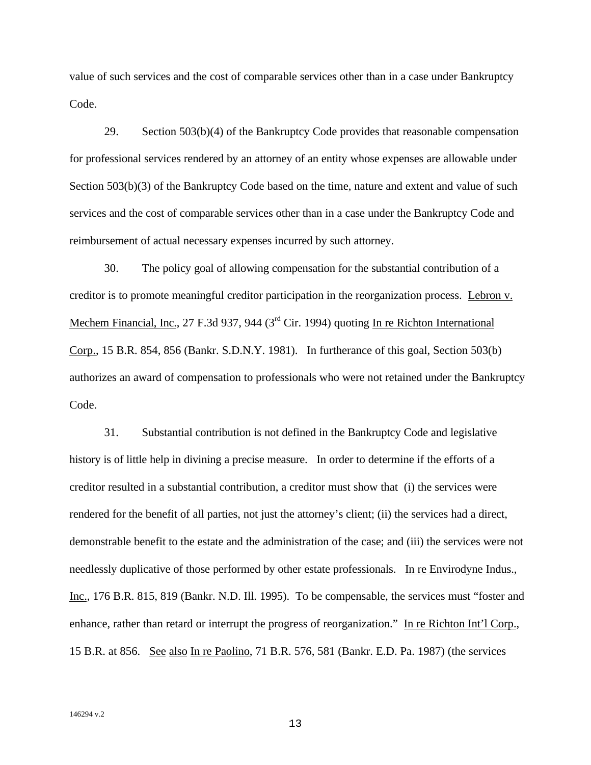value of such services and the cost of comparable services other than in a case under Bankruptcy Code.

29. Section 503(b)(4) of the Bankruptcy Code provides that reasonable compensation for professional services rendered by an attorney of an entity whose expenses are allowable under Section 503(b)(3) of the Bankruptcy Code based on the time, nature and extent and value of such services and the cost of comparable services other than in a case under the Bankruptcy Code and reimbursement of actual necessary expenses incurred by such attorney.

30. The policy goal of allowing compensation for the substantial contribution of a creditor is to promote meaningful creditor participation in the reorganization process. Lebron v. Mechem Financial, Inc., 27 F.3d 937, 944 (3rd Cir. 1994) quoting In re Richton International Corp., 15 B.R. 854, 856 (Bankr. S.D.N.Y. 1981). In furtherance of this goal, Section 503(b) authorizes an award of compensation to professionals who were not retained under the Bankruptcy Code.

31. Substantial contribution is not defined in the Bankruptcy Code and legislative history is of little help in divining a precise measure. In order to determine if the efforts of a creditor resulted in a substantial contribution, a creditor must show that (i) the services were rendered for the benefit of all parties, not just the attorney's client; (ii) the services had a direct, demonstrable benefit to the estate and the administration of the case; and (iii) the services were not needlessly duplicative of those performed by other estate professionals. In re Envirodyne Indus., Inc., 176 B.R. 815, 819 (Bankr. N.D. Ill. 1995). To be compensable, the services must "foster and enhance, rather than retard or interrupt the progress of reorganization." In re Richton Int'l Corp., 15 B.R. at 856. See also In re Paolino, 71 B.R. 576, 581 (Bankr. E.D. Pa. 1987) (the services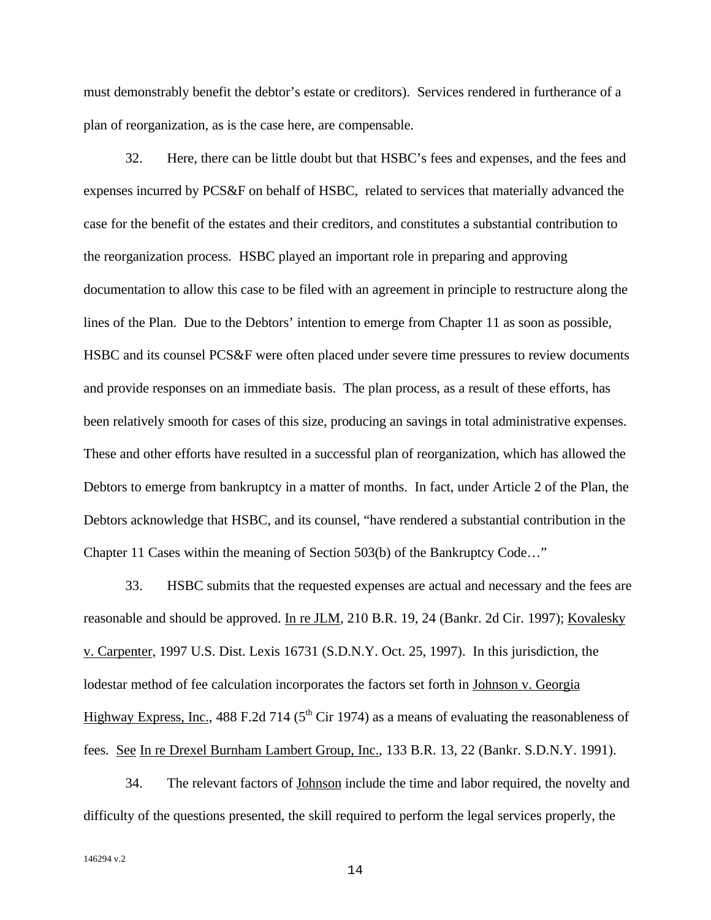must demonstrably benefit the debtor's estate or creditors). Services rendered in furtherance of a plan of reorganization, as is the case here, are compensable.

32. Here, there can be little doubt but that HSBC's fees and expenses, and the fees and expenses incurred by PCS&F on behalf of HSBC, related to services that materially advanced the case for the benefit of the estates and their creditors, and constitutes a substantial contribution to the reorganization process. HSBC played an important role in preparing and approving documentation to allow this case to be filed with an agreement in principle to restructure along the lines of the Plan. Due to the Debtors' intention to emerge from Chapter 11 as soon as possible, HSBC and its counsel PCS&F were often placed under severe time pressures to review documents and provide responses on an immediate basis. The plan process, as a result of these efforts, has been relatively smooth for cases of this size, producing an savings in total administrative expenses. These and other efforts have resulted in a successful plan of reorganization, which has allowed the Debtors to emerge from bankruptcy in a matter of months. In fact, under Article 2 of the Plan, the Debtors acknowledge that HSBC, and its counsel, "have rendered a substantial contribution in the Chapter 11 Cases within the meaning of Section 503(b) of the Bankruptcy Code…"

33. HSBC submits that the requested expenses are actual and necessary and the fees are reasonable and should be approved. In re JLM, 210 B.R. 19, 24 (Bankr. 2d Cir. 1997); Kovalesky v. Carpenter, 1997 U.S. Dist. Lexis 16731 (S.D.N.Y. Oct. 25, 1997). In this jurisdiction, the lodestar method of fee calculation incorporates the factors set forth in Johnson v. Georgia Highway Express, Inc., 488 F.2d 714 (5th Cir 1974) as a means of evaluating the reasonableness of fees. See In re Drexel Burnham Lambert Group, Inc., 133 B.R. 13, 22 (Bankr. S.D.N.Y. 1991).

34. The relevant factors of Johnson include the time and labor required, the novelty and difficulty of the questions presented, the skill required to perform the legal services properly, the

146294 v.2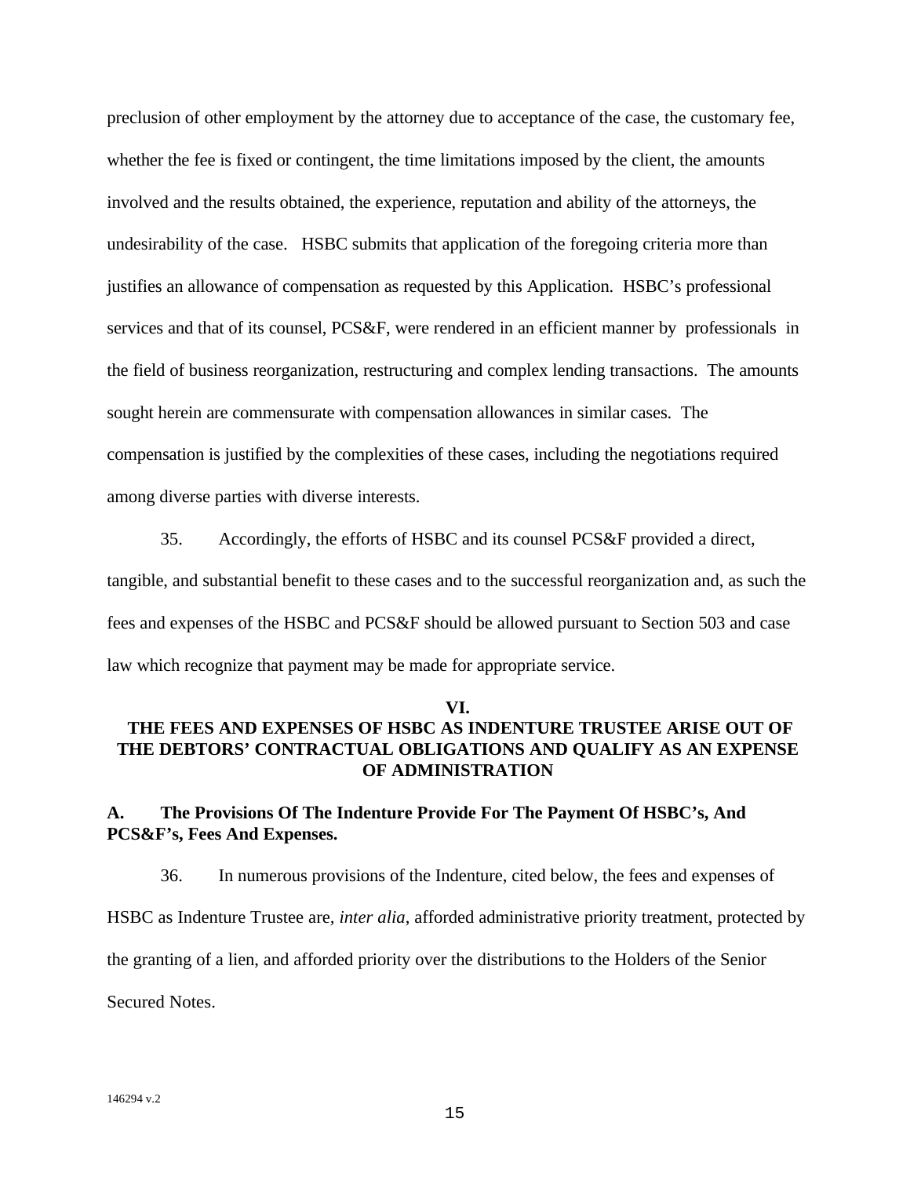preclusion of other employment by the attorney due to acceptance of the case, the customary fee, whether the fee is fixed or contingent, the time limitations imposed by the client, the amounts involved and the results obtained, the experience, reputation and ability of the attorneys, the undesirability of the case. HSBC submits that application of the foregoing criteria more than justifies an allowance of compensation as requested by this Application. HSBC's professional services and that of its counsel, PCS&F, were rendered in an efficient manner by professionals in the field of business reorganization, restructuring and complex lending transactions. The amounts sought herein are commensurate with compensation allowances in similar cases. The compensation is justified by the complexities of these cases, including the negotiations required among diverse parties with diverse interests.

35. Accordingly, the efforts of HSBC and its counsel PCS&F provided a direct, tangible, and substantial benefit to these cases and to the successful reorganization and, as such the fees and expenses of the HSBC and PCS&F should be allowed pursuant to Section 503 and case law which recognize that payment may be made for appropriate service.

## VI.
## THE FEES AND EXPENSES OF HSBC AS INDENTURE TRUSTEE ARISE OUT OF THE DEBTORS' CONTRACTUAL OBLIGATIONS AND QUALIFY AS AN EXPENSE OF ADMINISTRATION

### A. The Provisions Of The Indenture Provide For The Payment Of HSBC's, And PCS&F's, Fees And Expenses.

36. In numerous provisions of the Indenture, cited below, the fees and expenses of HSBC as Indenture Trustee are, *inter alia*, afforded administrative priority treatment, protected by the granting of a lien, and afforded priority over the distributions to the Holders of the Senior Secured Notes.

146294 v.2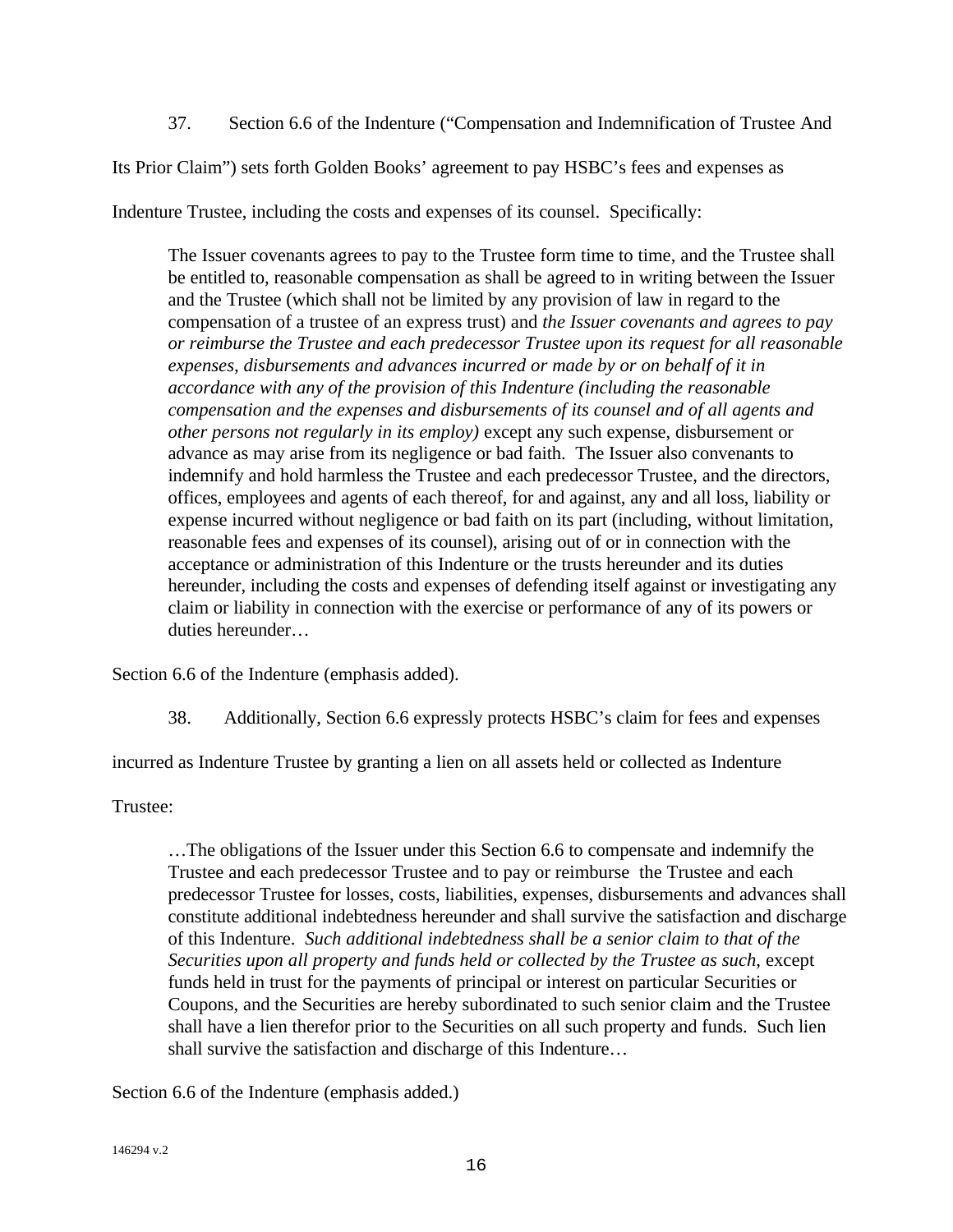37. Section 6.6 of the Indenture ("Compensation and Indemnification of Trustee And Its Prior Claim") sets forth Golden Books' agreement to pay HSBC's fees and expenses as Indenture Trustee, including the costs and expenses of its counsel. Specifically:

> The Issuer covenants agrees to pay to the Trustee form time to time, and the Trustee shall be entitled to, reasonable compensation as shall be agreed to in writing between the Issuer and the Trustee (which shall not be limited by any provision of law in regard to the compensation of a trustee of an express trust) and *the Issuer covenants and agrees to pay or reimburse the Trustee and each predecessor Trustee upon its request for all reasonable expenses, disbursements and advances incurred or made by or on behalf of it in accordance with any of the provision of this Indenture (including the reasonable compensation and the expenses and disbursements of its counsel and of all agents and other persons not regularly in its employ)* except any such expense, disbursement or advance as may arise from its negligence or bad faith. The Issuer also convenants to indemnify and hold harmless the Trustee and each predecessor Trustee, and the directors, offices, employees and agents of each thereof, for and against, any and all loss, liability or expense incurred without negligence or bad faith on its part (including, without limitation, reasonable fees and expenses of its counsel), arising out of or in connection with the acceptance or administration of this Indenture or the trusts hereunder and its duties hereunder, including the costs and expenses of defending itself against or investigating any claim or liability in connection with the exercise or performance of any of its powers or duties hereunder…

Section 6.6 of the Indenture (emphasis added).

38. Additionally, Section 6.6 expressly protects HSBC's claim for fees and expenses incurred as Indenture Trustee by granting a lien on all assets held or collected as Indenture Trustee:

> …The obligations of the Issuer under this Section 6.6 to compensate and indemnify the Trustee and each predecessor Trustee and to pay or reimburse the Trustee and each predecessor Trustee for losses, costs, liabilities, expenses, disbursements and advances shall constitute additional indebtedness hereunder and shall survive the satisfaction and discharge of this Indenture. *Such additional indebtedness shall be a senior claim to that of the Securities upon all property and funds held or collected by the Trustee as such*, except funds held in trust for the payments of principal or interest on particular Securities or Coupons, and the Securities are hereby subordinated to such senior claim and the Trustee shall have a lien therefor prior to the Securities on all such property and funds. Such lien shall survive the satisfaction and discharge of this Indenture…

Section 6.6 of the Indenture (emphasis added.)

146294 v.2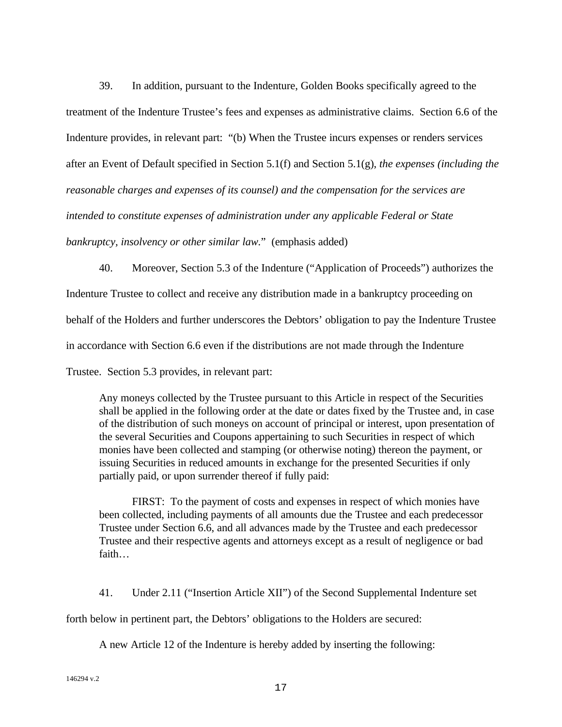39. In addition, pursuant to the Indenture, Golden Books specifically agreed to the treatment of the Indenture Trustee's fees and expenses as administrative claims. Section 6.6 of the Indenture provides, in relevant part: "(b) When the Trustee incurs expenses or renders services after an Event of Default specified in Section 5.1(f) and Section 5.1(g), *the expenses (including the reasonable charges and expenses of its counsel) and the compensation for the services are intended to constitute expenses of administration under any applicable Federal or State bankruptcy, insolvency or other similar law*." (emphasis added)

40. Moreover, Section 5.3 of the Indenture ("Application of Proceeds") authorizes the Indenture Trustee to collect and receive any distribution made in a bankruptcy proceeding on behalf of the Holders and further underscores the Debtors' obligation to pay the Indenture Trustee in accordance with Section 6.6 even if the distributions are not made through the Indenture Trustee. Section 5.3 provides, in relevant part:

> Any moneys collected by the Trustee pursuant to this Article in respect of the Securities shall be applied in the following order at the date or dates fixed by the Trustee and, in case of the distribution of such moneys on account of principal or interest, upon presentation of the several Securities and Coupons appertaining to such Securities in respect of which monies have been collected and stamping (or otherwise noting) thereon the payment, or issuing Securities in reduced amounts in exchange for the presented Securities if only partially paid, or upon surrender thereof if fully paid:
>
> FIRST: To the payment of costs and expenses in respect of which monies have been collected, including payments of all amounts due the Trustee and each predecessor Trustee under Section 6.6, and all advances made by the Trustee and each predecessor Trustee and their respective agents and attorneys except as a result of negligence or bad faith…

41. Under 2.11 ("Insertion Article XII") of the Second Supplemental Indenture set forth below in pertinent part, the Debtors' obligations to the Holders are secured:

> A new Article 12 of the Indenture is hereby added by inserting the following:

146294 v.2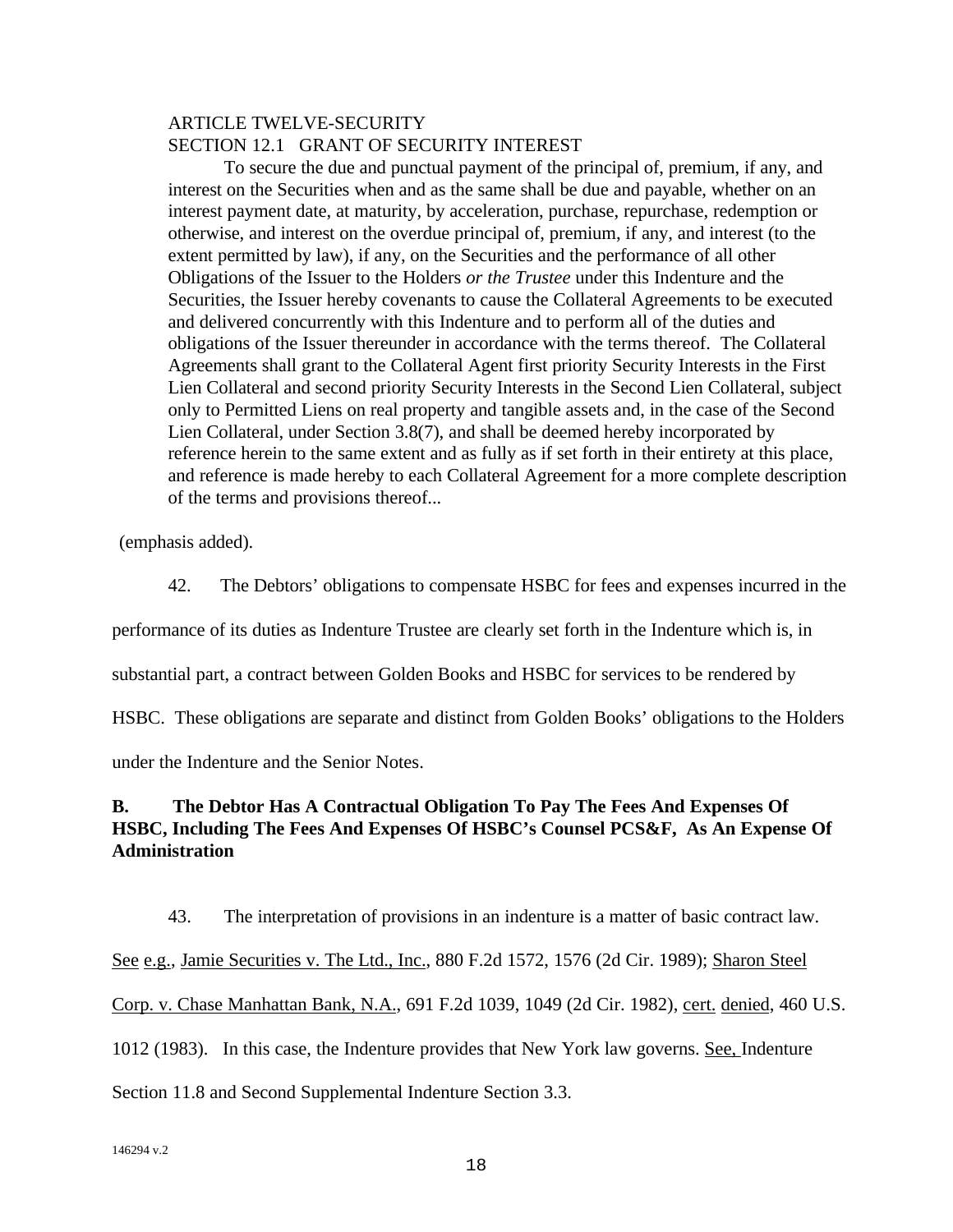ARTICLE TWELVE-SECURITY
SECTION 12.1 GRANT OF SECURITY INTEREST

> To secure the due and punctual payment of the principal of, premium, if any, and interest on the Securities when and as the same shall be due and payable, whether on an interest payment date, at maturity, by acceleration, purchase, repurchase, redemption or otherwise, and interest on the overdue principal of, premium, if any, and interest (to the extent permitted by law), if any, on the Securities and the performance of all other Obligations of the Issuer to the Holders *or the Trustee* under this Indenture and the Securities, the Issuer hereby covenants to cause the Collateral Agreements to be executed and delivered concurrently with this Indenture and to perform all of the duties and obligations of the Issuer thereunder in accordance with the terms thereof. The Collateral Agreements shall grant to the Collateral Agent first priority Security Interests in the First Lien Collateral and second priority Security Interests in the Second Lien Collateral, subject only to Permitted Liens on real property and tangible assets and, in the case of the Second Lien Collateral, under Section 3.8(7), and shall be deemed hereby incorporated by reference herein to the same extent and as fully as if set forth in their entirety at this place, and reference is made hereby to each Collateral Agreement for a more complete description of the terms and provisions thereof...

(emphasis added).

42. The Debtors' obligations to compensate HSBC for fees and expenses incurred in the performance of its duties as Indenture Trustee are clearly set forth in the Indenture which is, in substantial part, a contract between Golden Books and HSBC for services to be rendered by HSBC. These obligations are separate and distinct from Golden Books' obligations to the Holders under the Indenture and the Senior Notes.

**B. The Debtor Has A Contractual Obligation To Pay The Fees And Expenses Of HSBC, Including The Fees And Expenses Of HSBC's Counsel PCS&F, As An Expense Of Administration**

43. The interpretation of provisions in an indenture is a matter of basic contract law. See e.g., Jamie Securities v. The Ltd., Inc., 880 F.2d 1572, 1576 (2d Cir. 1989); Sharon Steel Corp. v. Chase Manhattan Bank, N.A., 691 F.2d 1039, 1049 (2d Cir. 1982), cert. denied, 460 U.S. 1012 (1983). In this case, the Indenture provides that New York law governs. See, Indenture Section 11.8 and Second Supplemental Indenture Section 3.3.

146294 v.2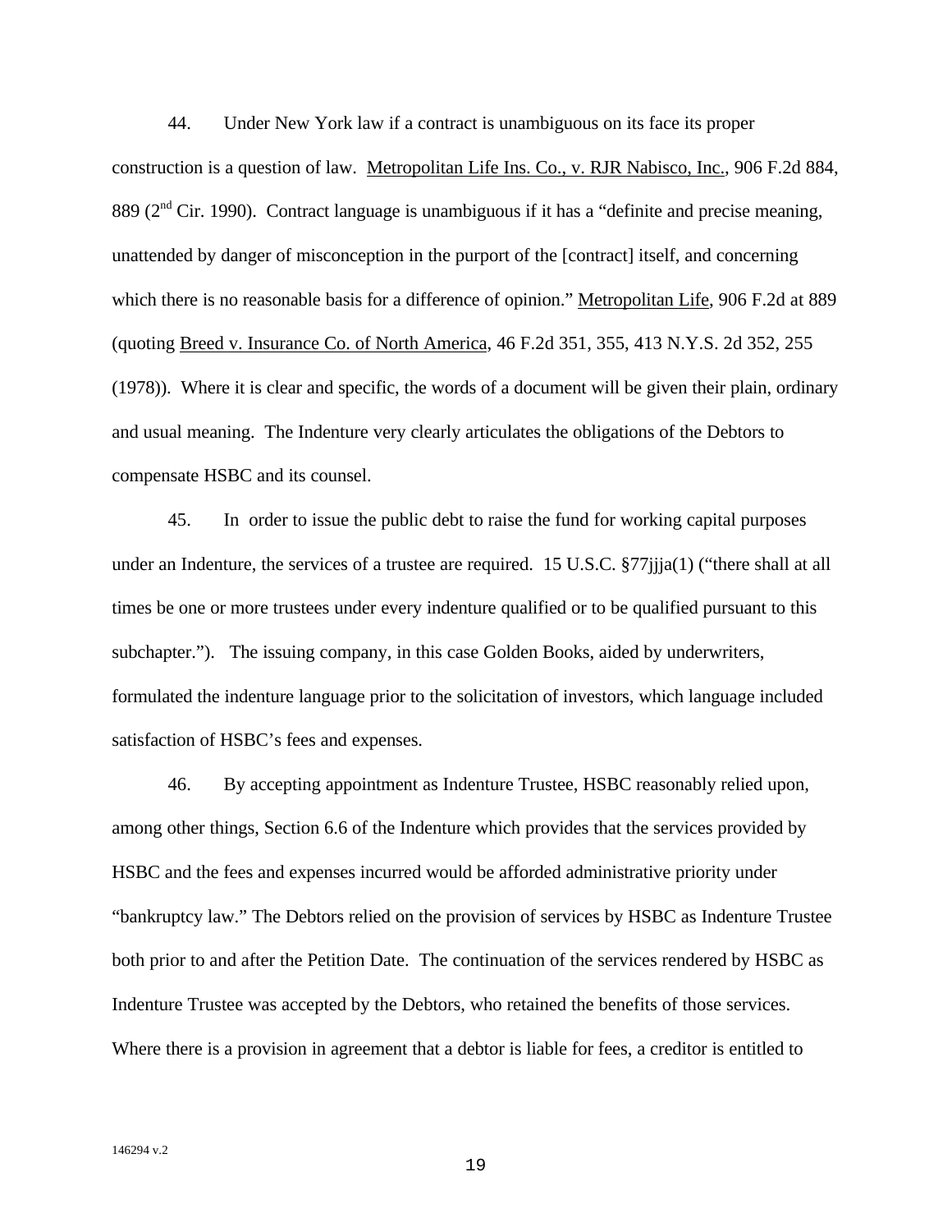44. Under New York law if a contract is unambiguous on its face its proper construction is a question of law. Metropolitan Life Ins. Co., v. RJR Nabisco, Inc., 906 F.2d 884, 889 (2nd Cir. 1990). Contract language is unambiguous if it has a "definite and precise meaning, unattended by danger of misconception in the purport of the [contract] itself, and concerning which there is no reasonable basis for a difference of opinion." Metropolitan Life, 906 F.2d at 889 (quoting Breed v. Insurance Co. of North America, 46 F.2d 351, 355, 413 N.Y.S. 2d 352, 255 (1978)). Where it is clear and specific, the words of a document will be given their plain, ordinary and usual meaning. The Indenture very clearly articulates the obligations of the Debtors to compensate HSBC and its counsel.

45. In order to issue the public debt to raise the fund for working capital purposes under an Indenture, the services of a trustee are required. 15 U.S.C. §77jjja(1) ("there shall at all times be one or more trustees under every indenture qualified or to be qualified pursuant to this subchapter."). The issuing company, in this case Golden Books, aided by underwriters, formulated the indenture language prior to the solicitation of investors, which language included satisfaction of HSBC's fees and expenses.

46. By accepting appointment as Indenture Trustee, HSBC reasonably relied upon, among other things, Section 6.6 of the Indenture which provides that the services provided by HSBC and the fees and expenses incurred would be afforded administrative priority under "bankruptcy law." The Debtors relied on the provision of services by HSBC as Indenture Trustee both prior to and after the Petition Date. The continuation of the services rendered by HSBC as Indenture Trustee was accepted by the Debtors, who retained the benefits of those services. Where there is a provision in agreement that a debtor is liable for fees, a creditor is entitled to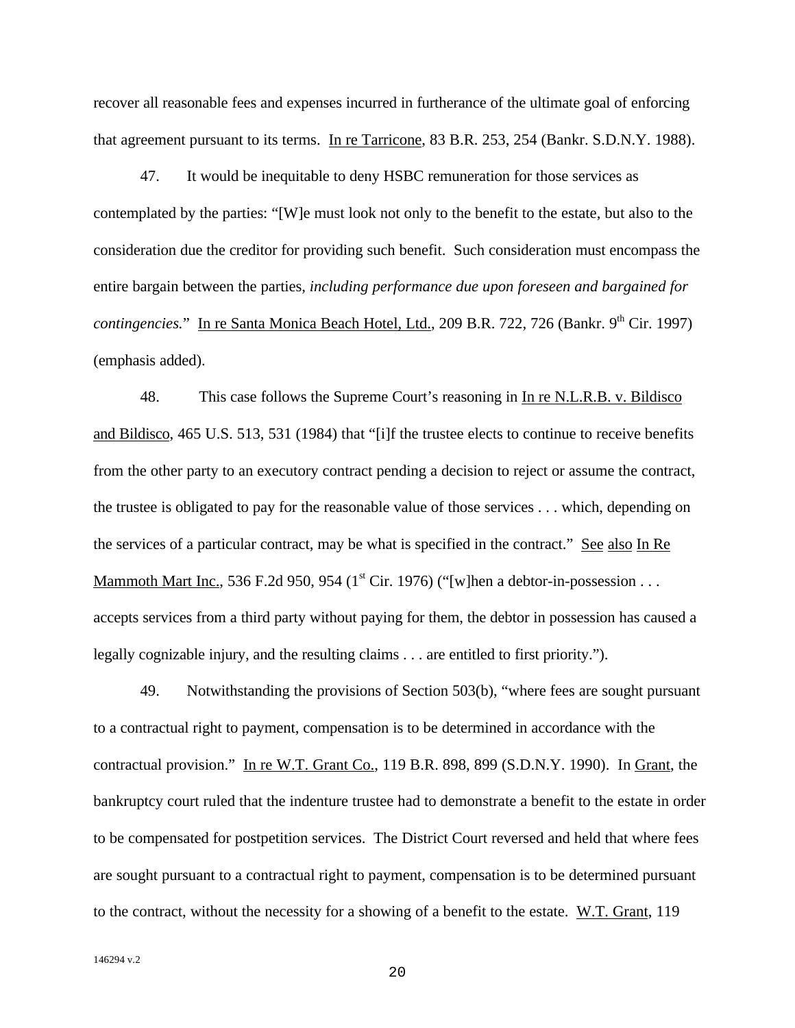recover all reasonable fees and expenses incurred in furtherance of the ultimate goal of enforcing that agreement pursuant to its terms. In re Tarricone, 83 B.R. 253, 254 (Bankr. S.D.N.Y. 1988).

47. It would be inequitable to deny HSBC remuneration for those services as contemplated by the parties: "[W]e must look not only to the benefit to the estate, but also to the consideration due the creditor for providing such benefit. Such consideration must encompass the entire bargain between the parties, *including performance due upon foreseen and bargained for contingencies.*" In re Santa Monica Beach Hotel, Ltd., 209 B.R. 722, 726 (Bankr. 9th Cir. 1997) (emphasis added).

48. This case follows the Supreme Court's reasoning in In re N.L.R.B. v. Bildisco and Bildisco, 465 U.S. 513, 531 (1984) that "[i]f the trustee elects to continue to receive benefits from the other party to an executory contract pending a decision to reject or assume the contract, the trustee is obligated to pay for the reasonable value of those services . . . which, depending on the services of a particular contract, may be what is specified in the contract." See also In Re Mammoth Mart Inc., 536 F.2d 950, 954 (1st Cir. 1976) ("[w]hen a debtor-in-possession . . . accepts services from a third party without paying for them, the debtor in possession has caused a legally cognizable injury, and the resulting claims . . . are entitled to first priority.").

49. Notwithstanding the provisions of Section 503(b), "where fees are sought pursuant to a contractual right to payment, compensation is to be determined in accordance with the contractual provision." In re W.T. Grant Co., 119 B.R. 898, 899 (S.D.N.Y. 1990). In Grant, the bankruptcy court ruled that the indenture trustee had to demonstrate a benefit to the estate in order to be compensated for postpetition services. The District Court reversed and held that where fees are sought pursuant to a contractual right to payment, compensation is to be determined pursuant to the contract, without the necessity for a showing of a benefit to the estate. W.T. Grant, 119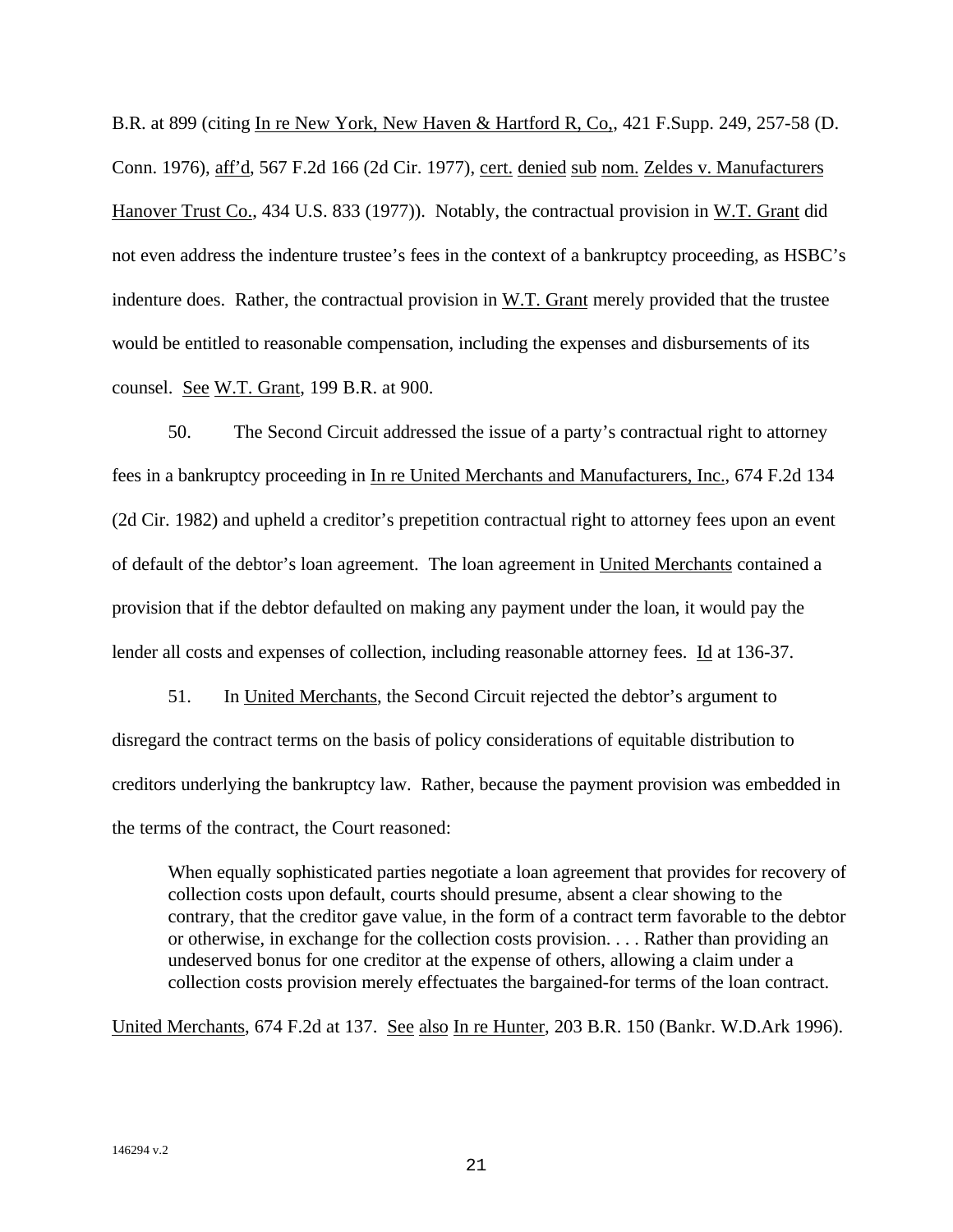B.R. at 899 (citing In re New York, New Haven & Hartford R, Co,, 421 F.Supp. 249, 257-58 (D. Conn. 1976), aff'd, 567 F.2d 166 (2d Cir. 1977), cert. denied sub nom. Zeldes v. Manufacturers Hanover Trust Co., 434 U.S. 833 (1977)). Notably, the contractual provision in W.T. Grant did not even address the indenture trustee's fees in the context of a bankruptcy proceeding, as HSBC's indenture does. Rather, the contractual provision in W.T. Grant merely provided that the trustee would be entitled to reasonable compensation, including the expenses and disbursements of its counsel. See W.T. Grant, 199 B.R. at 900.

50. The Second Circuit addressed the issue of a party's contractual right to attorney fees in a bankruptcy proceeding in In re United Merchants and Manufacturers, Inc., 674 F.2d 134 (2d Cir. 1982) and upheld a creditor's prepetition contractual right to attorney fees upon an event of default of the debtor's loan agreement. The loan agreement in United Merchants contained a provision that if the debtor defaulted on making any payment under the loan, it would pay the lender all costs and expenses of collection, including reasonable attorney fees. Id at 136-37.

51. In United Merchants, the Second Circuit rejected the debtor's argument to disregard the contract terms on the basis of policy considerations of equitable distribution to creditors underlying the bankruptcy law. Rather, because the payment provision was embedded in the terms of the contract, the Court reasoned:

> When equally sophisticated parties negotiate a loan agreement that provides for recovery of collection costs upon default, courts should presume, absent a clear showing to the contrary, that the creditor gave value, in the form of a contract term favorable to the debtor or otherwise, in exchange for the collection costs provision. . . . Rather than providing an undeserved bonus for one creditor at the expense of others, allowing a claim under a collection costs provision merely effectuates the bargained-for terms of the loan contract.

United Merchants, 674 F.2d at 137. See also In re Hunter, 203 B.R. 150 (Bankr. W.D.Ark 1996).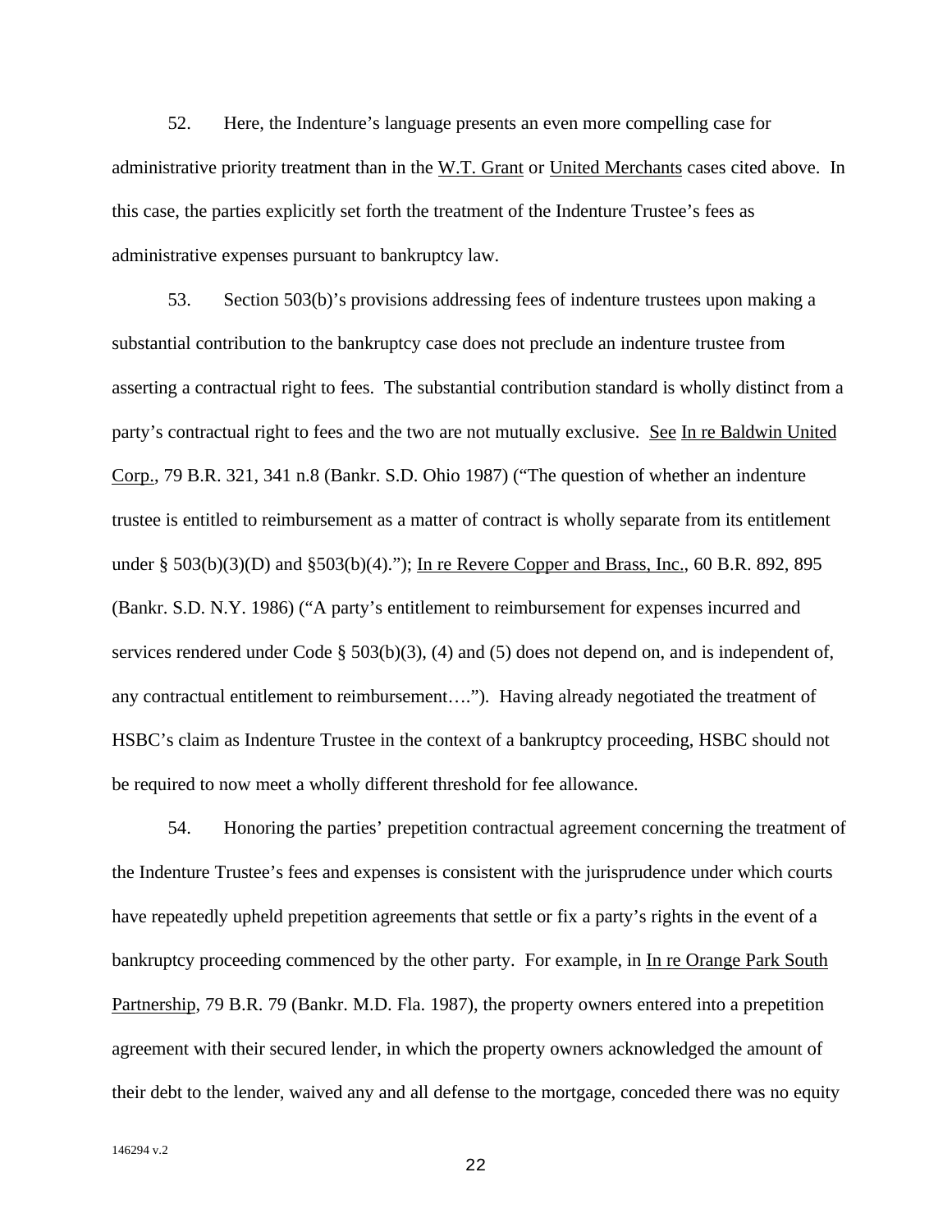52. Here, the Indenture's language presents an even more compelling case for administrative priority treatment than in the W.T. Grant or United Merchants cases cited above. In this case, the parties explicitly set forth the treatment of the Indenture Trustee's fees as administrative expenses pursuant to bankruptcy law.

53. Section 503(b)'s provisions addressing fees of indenture trustees upon making a substantial contribution to the bankruptcy case does not preclude an indenture trustee from asserting a contractual right to fees. The substantial contribution standard is wholly distinct from a party's contractual right to fees and the two are not mutually exclusive. See In re Baldwin United Corp., 79 B.R. 321, 341 n.8 (Bankr. S.D. Ohio 1987) ("The question of whether an indenture trustee is entitled to reimbursement as a matter of contract is wholly separate from its entitlement under § 503(b)(3)(D) and §503(b)(4)."); In re Revere Copper and Brass, Inc., 60 B.R. 892, 895 (Bankr. S.D. N.Y. 1986) ("A party's entitlement to reimbursement for expenses incurred and services rendered under Code § 503(b)(3), (4) and (5) does not depend on, and is independent of, any contractual entitlement to reimbursement…."). Having already negotiated the treatment of HSBC's claim as Indenture Trustee in the context of a bankruptcy proceeding, HSBC should not be required to now meet a wholly different threshold for fee allowance.

54. Honoring the parties' prepetition contractual agreement concerning the treatment of the Indenture Trustee's fees and expenses is consistent with the jurisprudence under which courts have repeatedly upheld prepetition agreements that settle or fix a party's rights in the event of a bankruptcy proceeding commenced by the other party. For example, in In re Orange Park South Partnership, 79 B.R. 79 (Bankr. M.D. Fla. 1987), the property owners entered into a prepetition agreement with their secured lender, in which the property owners acknowledged the amount of their debt to the lender, waived any and all defense to the mortgage, conceded there was no equity

146294 v.2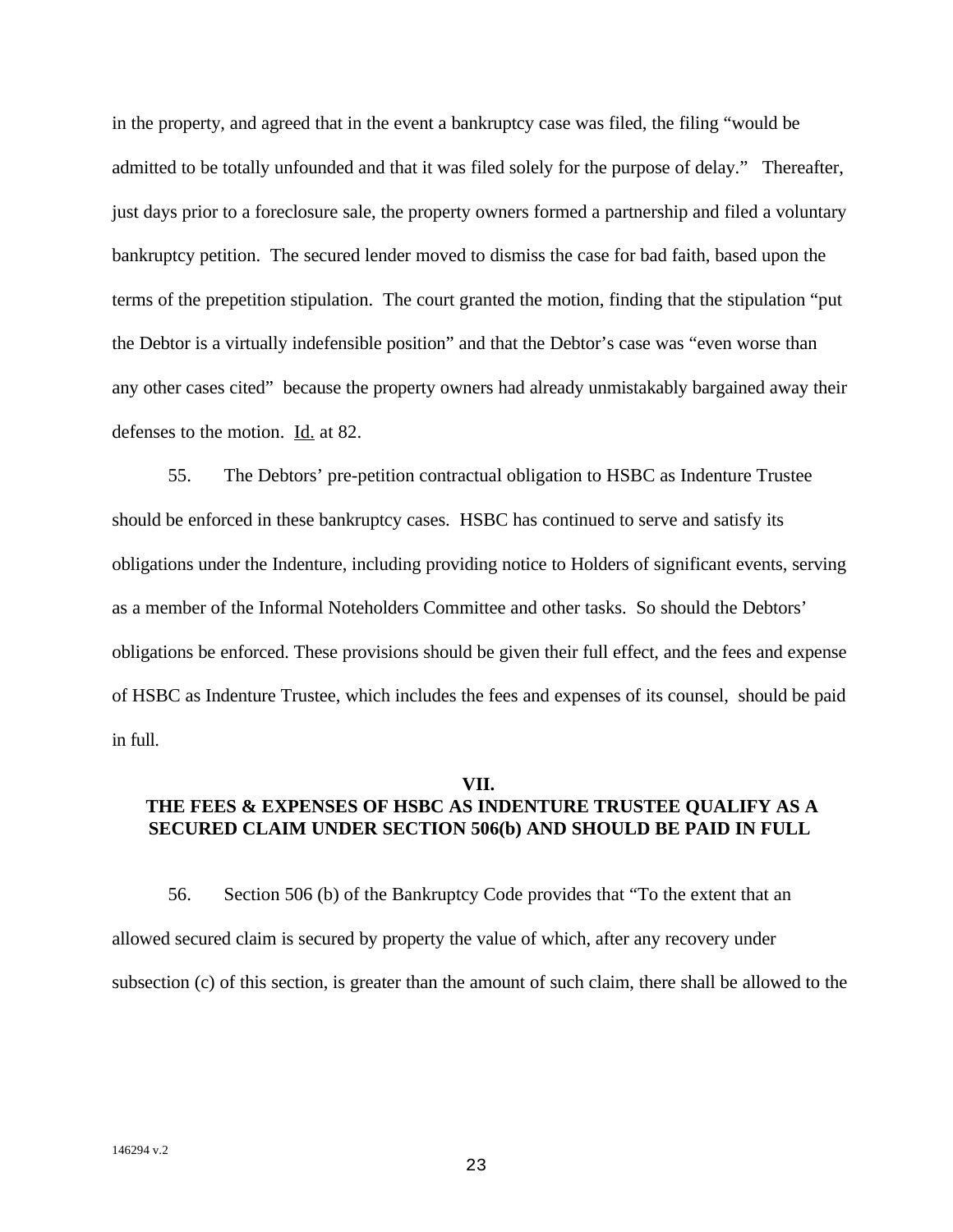in the property, and agreed that in the event a bankruptcy case was filed, the filing "would be admitted to be totally unfounded and that it was filed solely for the purpose of delay." Thereafter, just days prior to a foreclosure sale, the property owners formed a partnership and filed a voluntary bankruptcy petition. The secured lender moved to dismiss the case for bad faith, based upon the terms of the prepetition stipulation. The court granted the motion, finding that the stipulation "put the Debtor is a virtually indefensible position" and that the Debtor's case was "even worse than any other cases cited" because the property owners had already unmistakably bargained away their defenses to the motion. Id. at 82.

55. The Debtors' pre-petition contractual obligation to HSBC as Indenture Trustee should be enforced in these bankruptcy cases. HSBC has continued to serve and satisfy its obligations under the Indenture, including providing notice to Holders of significant events, serving as a member of the Informal Noteholders Committee and other tasks. So should the Debtors' obligations be enforced. These provisions should be given their full effect, and the fees and expense of HSBC as Indenture Trustee, which includes the fees and expenses of its counsel, should be paid in full.

## VII.
## THE FEES & EXPENSES OF HSBC AS INDENTURE TRUSTEE QUALIFY AS A SECURED CLAIM UNDER SECTION 506(b) AND SHOULD BE PAID IN FULL

56. Section 506 (b) of the Bankruptcy Code provides that "To the extent that an allowed secured claim is secured by property the value of which, after any recovery under subsection (c) of this section, is greater than the amount of such claim, there shall be allowed to the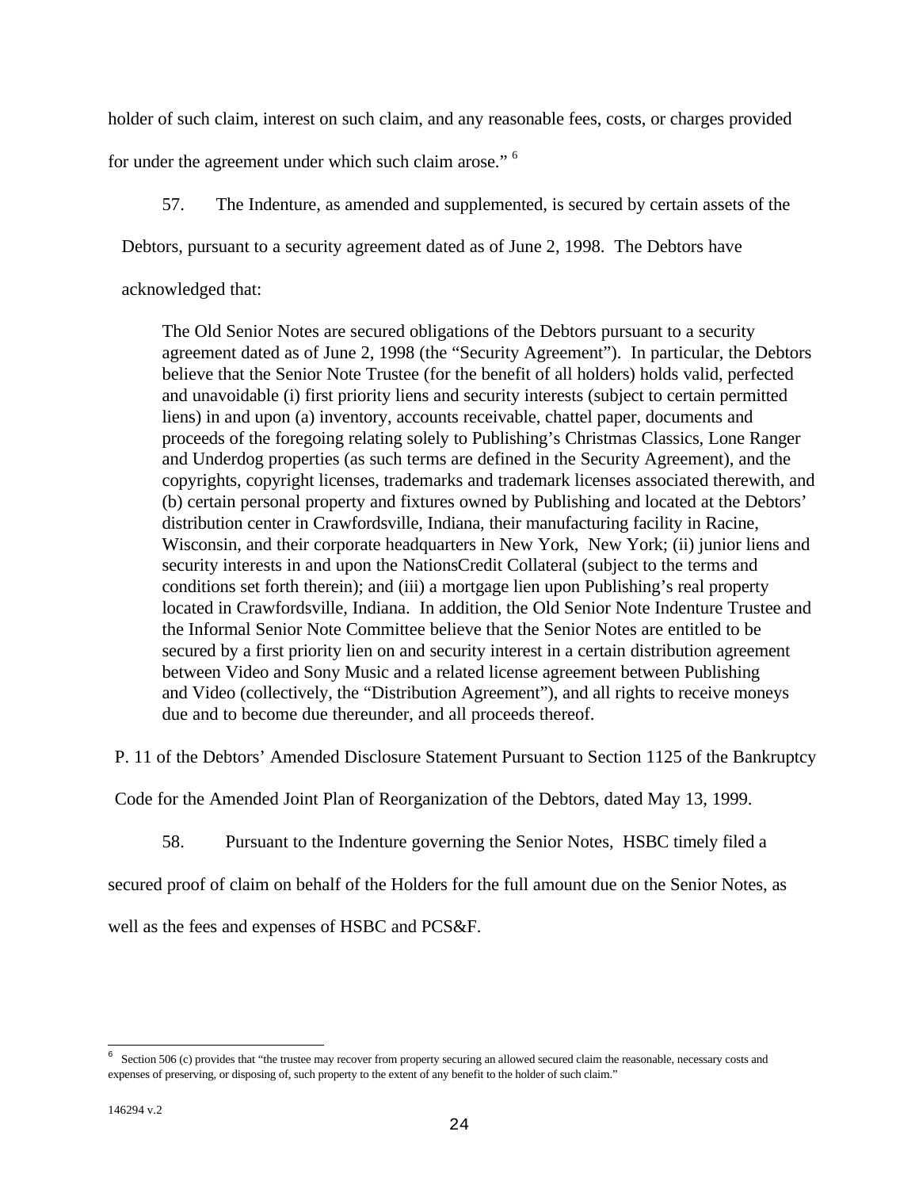holder of such claim, interest on such claim, and any reasonable fees, costs, or charges provided for under the agreement under which such claim arose." [6]

57. The Indenture, as amended and supplemented, is secured by certain assets of the Debtors, pursuant to a security agreement dated as of June 2, 1998. The Debtors have acknowledged that:

> The Old Senior Notes are secured obligations of the Debtors pursuant to a security agreement dated as of June 2, 1998 (the "Security Agreement"). In particular, the Debtors believe that the Senior Note Trustee (for the benefit of all holders) holds valid, perfected and unavoidable (i) first priority liens and security interests (subject to certain permitted liens) in and upon (a) inventory, accounts receivable, chattel paper, documents and proceeds of the foregoing relating solely to Publishing's Christmas Classics, Lone Ranger and Underdog properties (as such terms are defined in the Security Agreement), and the copyrights, copyright licenses, trademarks and trademark licenses associated therewith, and (b) certain personal property and fixtures owned by Publishing and located at the Debtors' distribution center in Crawfordsville, Indiana, their manufacturing facility in Racine, Wisconsin, and their corporate headquarters in New York, New York; (ii) junior liens and security interests in and upon the NationsCredit Collateral (subject to the terms and conditions set forth therein); and (iii) a mortgage lien upon Publishing's real property located in Crawfordsville, Indiana. In addition, the Old Senior Note Indenture Trustee and the Informal Senior Note Committee believe that the Senior Notes are entitled to be secured by a first priority lien on and security interest in a certain distribution agreement between Video and Sony Music and a related license agreement between Publishing and Video (collectively, the "Distribution Agreement"), and all rights to receive moneys due and to become due thereunder, and all proceeds thereof.

P. 11 of the Debtors' Amended Disclosure Statement Pursuant to Section 1125 of the Bankruptcy Code for the Amended Joint Plan of Reorganization of the Debtors, dated May 13, 1999.

58. Pursuant to the Indenture governing the Senior Notes, HSBC timely filed a secured proof of claim on behalf of the Holders for the full amount due on the Senior Notes, as well as the fees and expenses of HSBC and PCS&F.

---

[6] Section 506 (c) provides that "the trustee may recover from property securing an allowed secured claim the reasonable, necessary costs and expenses of preserving, or disposing of, such property to the extent of any benefit to the holder of such claim."

146294 v.2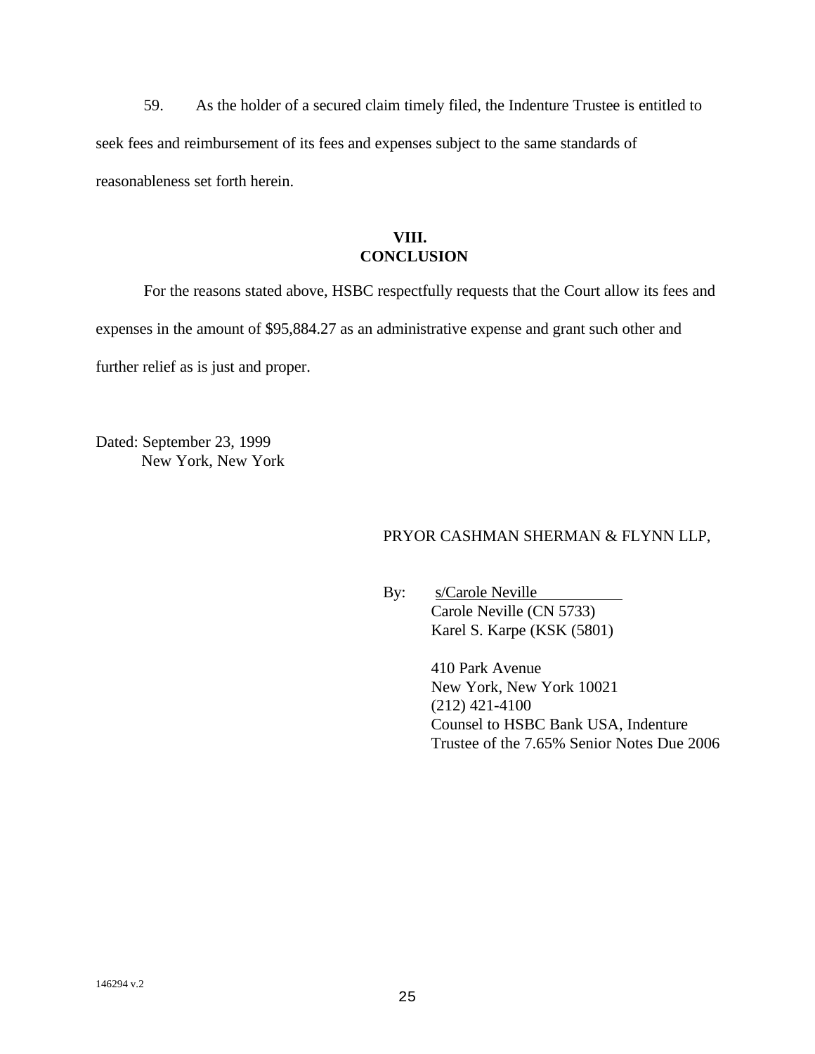59. As the holder of a secured claim timely filed, the Indenture Trustee is entitled to seek fees and reimbursement of its fees and expenses subject to the same standards of reasonableness set forth herein.

## VIII.
## CONCLUSION

For the reasons stated above, HSBC respectfully requests that the Court allow its fees and expenses in the amount of $95,884.27 as an administrative expense and grant such other and further relief as is just and proper.

Dated: September 23, 1999
New York, New York

PRYOR CASHMAN SHERMAN & FLYNN LLP,

By: s/Carole Neville
Carole Neville (CN 5733)
Karel S. Karpe (KSK (5801)

410 Park Avenue
New York, New York 10021
(212) 421-4100
Counsel to HSBC Bank USA, Indenture Trustee of the 7.65% Senior Notes Due 2006

146294 v.2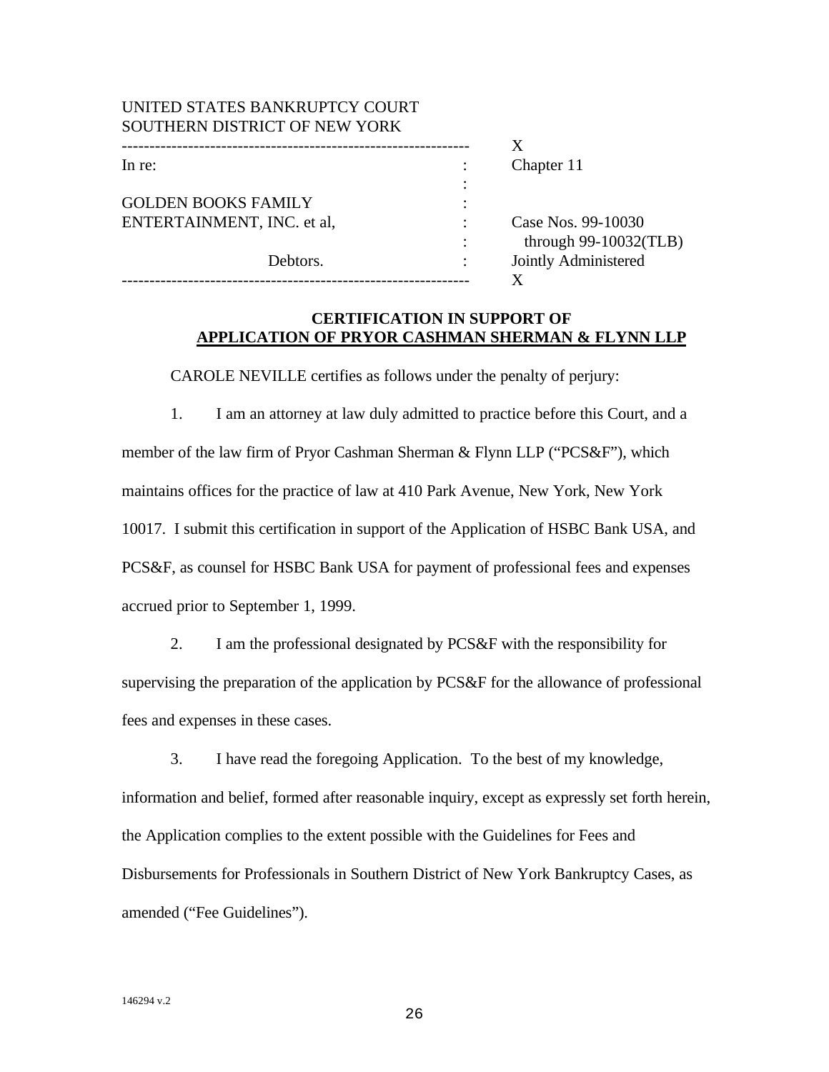UNITED STATES BANKRUPTCY COURT
SOUTHERN DISTRICT OF NEW YORK

| | | |
|---|---|---|
| In re: | : | Chapter 11 |
| | : | |
| GOLDEN BOOKS FAMILY | : | |
| ENTERTAINMENT, INC. et al, | : | Case Nos. 99-10030 |
| | : | through 99-10032(TLB) |
| Debtors. | : | Jointly Administered |

**CERTIFICATION IN SUPPORT OF**
**APPLICATION OF PRYOR CASHMAN SHERMAN & FLYNN LLP**

CAROLE NEVILLE certifies as follows under the penalty of perjury:

1. I am an attorney at law duly admitted to practice before this Court, and a member of the law firm of Pryor Cashman Sherman & Flynn LLP ("PCS&F"), which maintains offices for the practice of law at 410 Park Avenue, New York, New York 10017. I submit this certification in support of the Application of HSBC Bank USA, and PCS&F, as counsel for HSBC Bank USA for payment of professional fees and expenses accrued prior to September 1, 1999.

2. I am the professional designated by PCS&F with the responsibility for supervising the preparation of the application by PCS&F for the allowance of professional fees and expenses in these cases.

3. I have read the foregoing Application. To the best of my knowledge, information and belief, formed after reasonable inquiry, except as expressly set forth herein, the Application complies to the extent possible with the Guidelines for Fees and Disbursements for Professionals in Southern District of New York Bankruptcy Cases, as amended ("Fee Guidelines").

146294 v.2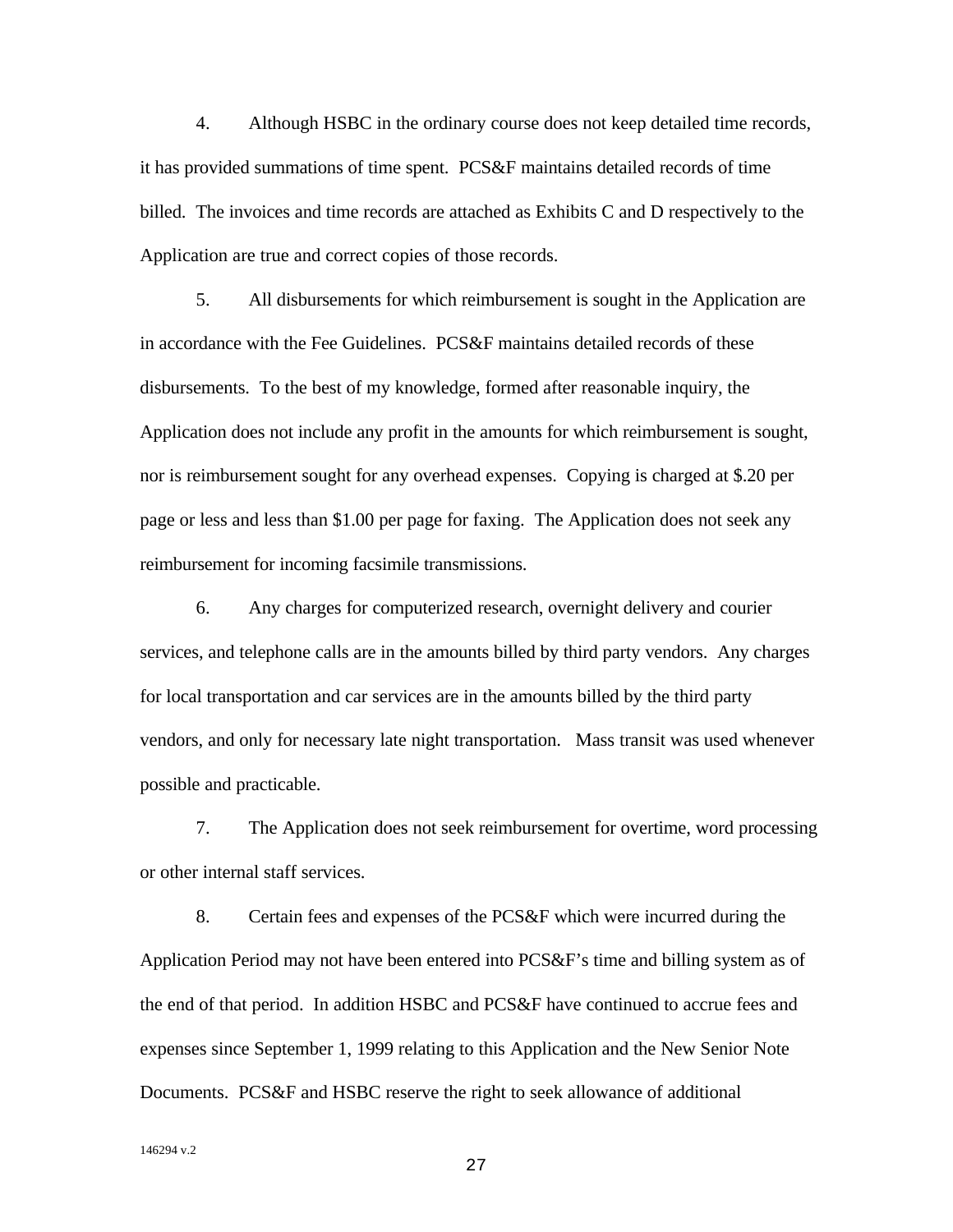4. Although HSBC in the ordinary course does not keep detailed time records, it has provided summations of time spent. PCS&F maintains detailed records of time billed. The invoices and time records are attached as Exhibits C and D respectively to the Application are true and correct copies of those records.

5. All disbursements for which reimbursement is sought in the Application are in accordance with the Fee Guidelines. PCS&F maintains detailed records of these disbursements. To the best of my knowledge, formed after reasonable inquiry, the Application does not include any profit in the amounts for which reimbursement is sought, nor is reimbursement sought for any overhead expenses. Copying is charged at $.20 per page or less and less than $1.00 per page for faxing. The Application does not seek any reimbursement for incoming facsimile transmissions.

6. Any charges for computerized research, overnight delivery and courier services, and telephone calls are in the amounts billed by third party vendors. Any charges for local transportation and car services are in the amounts billed by the third party vendors, and only for necessary late night transportation. Mass transit was used whenever possible and practicable.

7. The Application does not seek reimbursement for overtime, word processing or other internal staff services.

8. Certain fees and expenses of the PCS&F which were incurred during the Application Period may not have been entered into PCS&F's time and billing system as of the end of that period. In addition HSBC and PCS&F have continued to accrue fees and expenses since September 1, 1999 relating to this Application and the New Senior Note Documents. PCS&F and HSBC reserve the right to seek allowance of additional

146294 v.2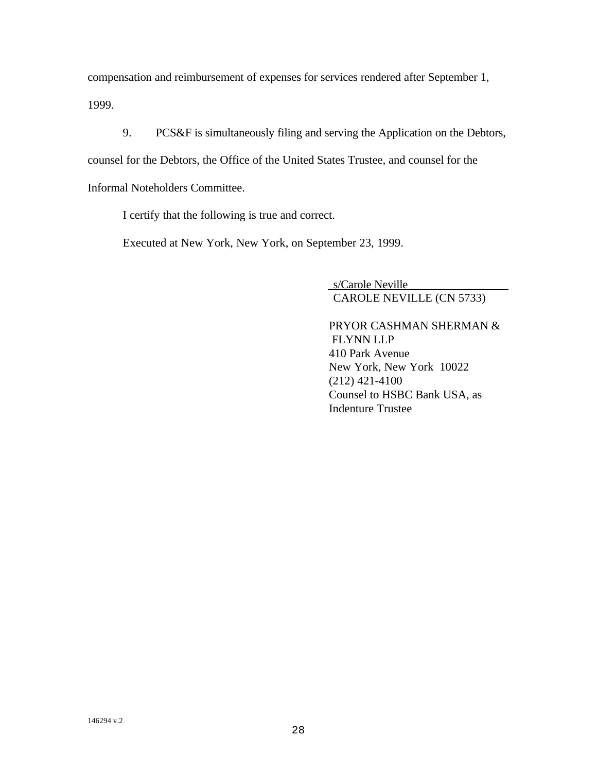compensation and reimbursement of expenses for services rendered after September 1, 1999.

9. PCS&F is simultaneously filing and serving the Application on the Debtors, counsel for the Debtors, the Office of the United States Trustee, and counsel for the Informal Noteholders Committee.

I certify that the following is true and correct.

Executed at New York, New York, on September 23, 1999.

s/Carole Neville
CAROLE NEVILLE (CN 5733)

PRYOR CASHMAN SHERMAN & FLYNN LLP
410 Park Avenue
New York, New York 10022
(212) 421-4100
Counsel to HSBC Bank USA, as Indenture Trustee

146294 v.2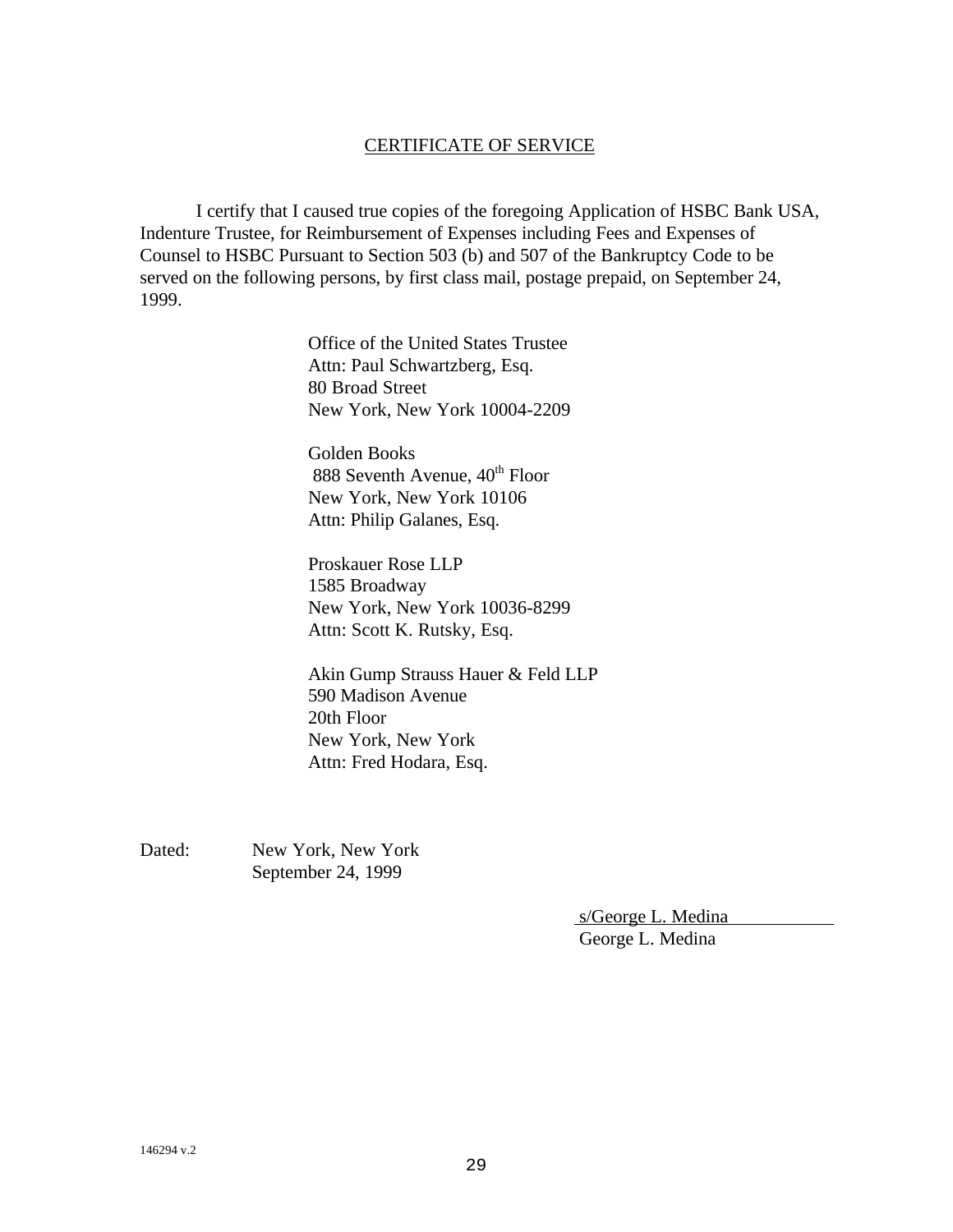## CERTIFICATE OF SERVICE

I certify that I caused true copies of the foregoing Application of HSBC Bank USA, Indenture Trustee, for Reimbursement of Expenses including Fees and Expenses of Counsel to HSBC Pursuant to Section 503 (b) and 507 of the Bankruptcy Code to be served on the following persons, by first class mail, postage prepaid, on September 24, 1999.

Office of the United States Trustee
Attn: Paul Schwartzberg, Esq.
80 Broad Street
New York, New York 10004-2209

Golden Books
888 Seventh Avenue, 40th Floor
New York, New York 10106
Attn: Philip Galanes, Esq.

Proskauer Rose LLP
1585 Broadway
New York, New York 10036-8299
Attn: Scott K. Rutsky, Esq.

Akin Gump Strauss Hauer & Feld LLP
590 Madison Avenue
20th Floor
New York, New York
Attn: Fred Hodara, Esq.

Dated: New York, New York
September 24, 1999

s/George L. Medina
George L. Medina

146294 v.2